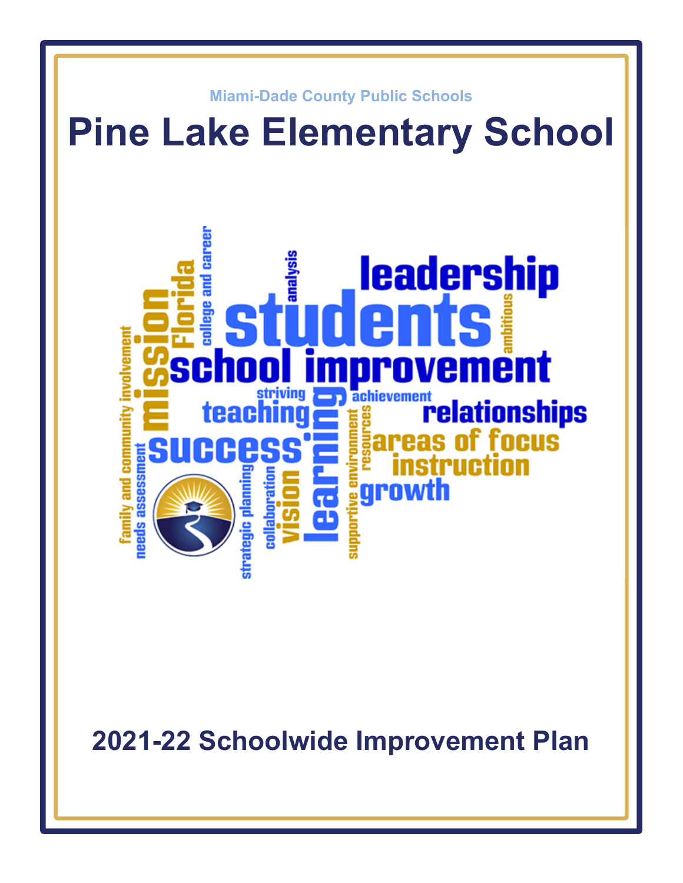Miami-Dade County Public Schools

# Pine Lake Elementary School

## 2021-22 Schoolwide Improvement Plan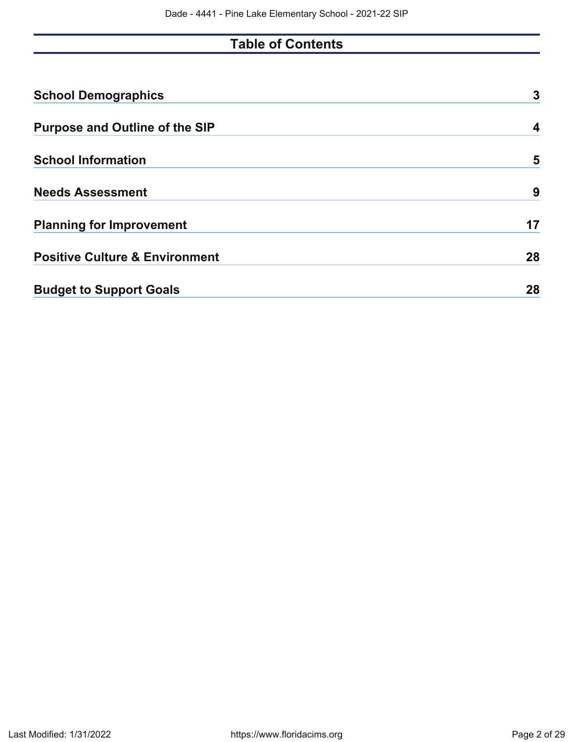# Table of Contents

| | |
|---|---|
| **School Demographics** | **3** |
| **Purpose and Outline of the SIP** | **4** |
| **School Information** | **5** |
| **Needs Assessment** | **9** |
| **Planning for Improvement** | **17** |
| **Positive Culture & Environment** | **28** |
| **Budget to Support Goals** | **28** |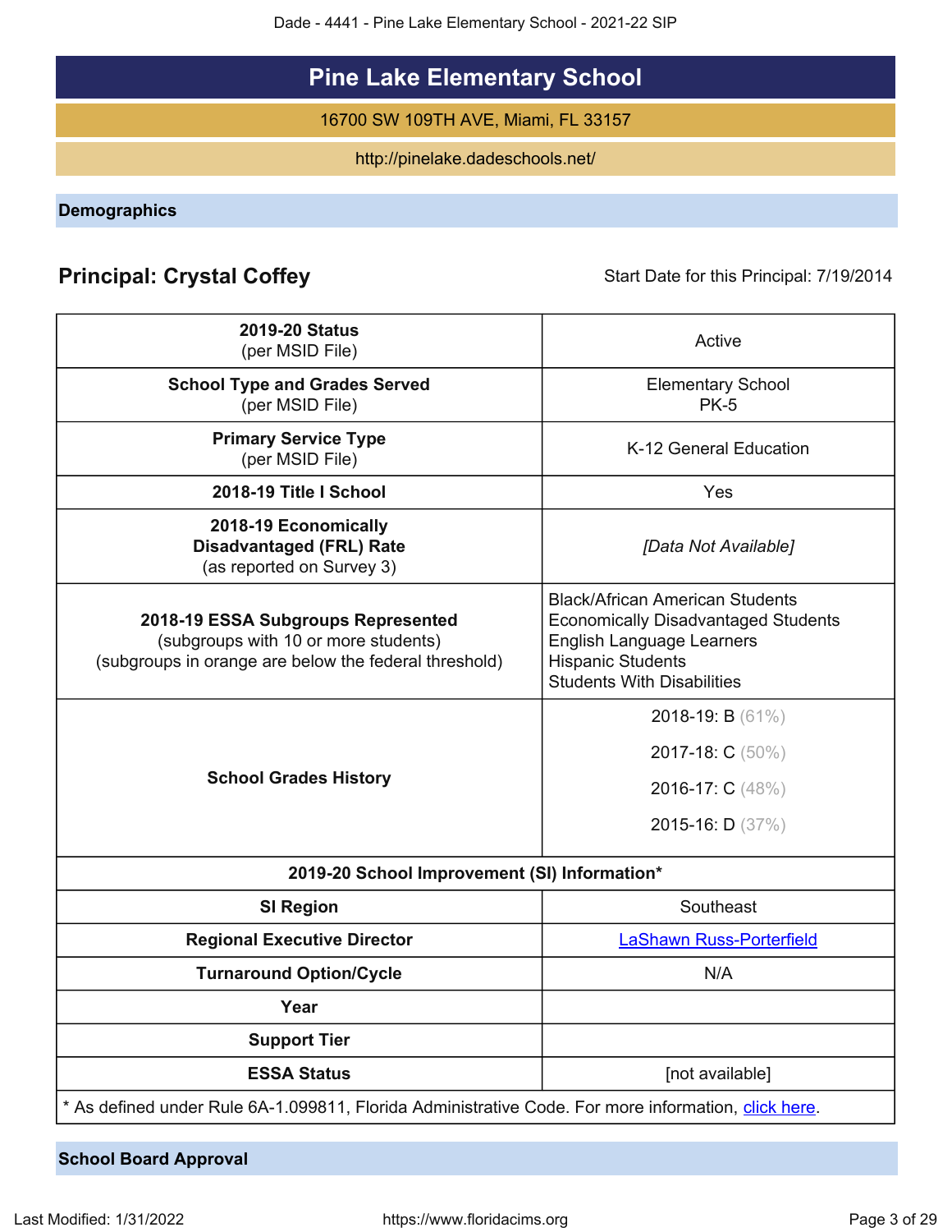# Pine Lake Elementary School

16700 SW 109TH AVE, Miami, FL 33157

http://pinelake.dadeschools.net/

## Demographics

### Principal: Crystal Coffey

Start Date for this Principal: 7/19/2014

| | |
|---|---|
| **2019-20 Status** (per MSID File) | Active |
| **School Type and Grades Served** (per MSID File) | Elementary School PK-5 |
| **Primary Service Type** (per MSID File) | K-12 General Education |
| **2018-19 Title I School** | Yes |
| **2018-19 Economically Disadvantaged (FRL) Rate** (as reported on Survey 3) | *[Data Not Available]* |
| **2018-19 ESSA Subgroups Represented** (subgroups with 10 or more students) (subgroups in orange are below the federal threshold) | Black/African American Students<br>Economically Disadvantaged Students<br>English Language Learners<br>Hispanic Students<br>Students With Disabilities |
| **School Grades History** | 2018-19: B (61%)<br>2017-18: C (50%)<br>2016-17: C (48%)<br>2015-16: D (37%) |
| **2019-20 School Improvement (SI) Information*** | |
| **SI Region** | Southeast |
| **Regional Executive Director** | LaShawn Russ-Porterfield |
| **Turnaround Option/Cycle** | N/A |
| **Year** | |
| **Support Tier** | |
| **ESSA Status** | [not available] |

* As defined under Rule 6A-1.099811, Florida Administrative Code. For more information, click here.

## School Board Approval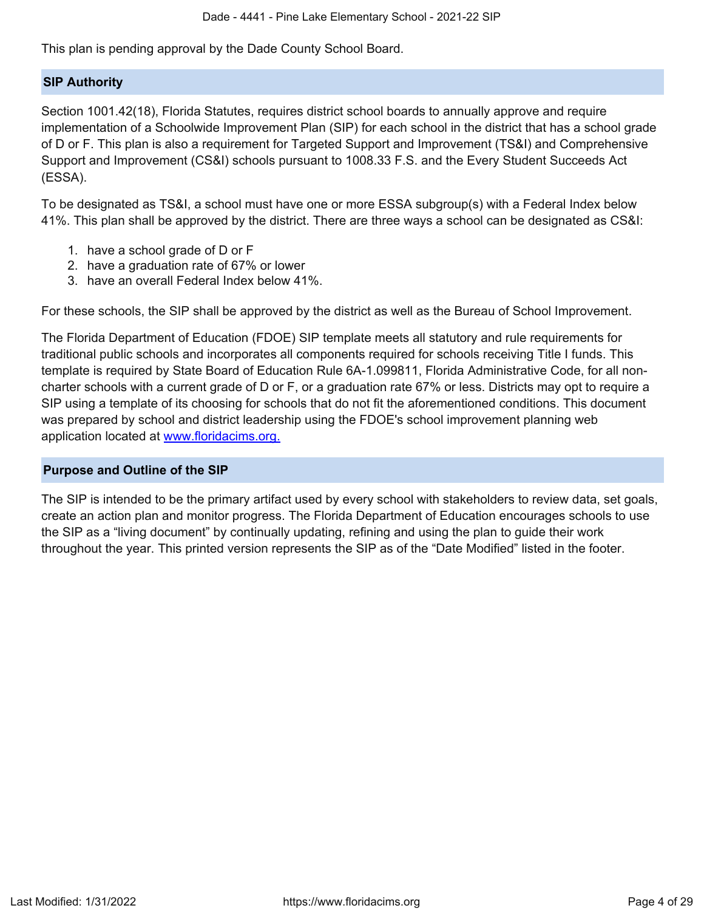This plan is pending approval by the Dade County School Board.

## SIP Authority

Section 1001.42(18), Florida Statutes, requires district school boards to annually approve and require implementation of a Schoolwide Improvement Plan (SIP) for each school in the district that has a school grade of D or F. This plan is also a requirement for Targeted Support and Improvement (TS&I) and Comprehensive Support and Improvement (CS&I) schools pursuant to 1008.33 F.S. and the Every Student Succeeds Act (ESSA).

To be designated as TS&I, a school must have one or more ESSA subgroup(s) with a Federal Index below 41%. This plan shall be approved by the district. There are three ways a school can be designated as CS&I:

1. have a school grade of D or F
2. have a graduation rate of 67% or lower
3. have an overall Federal Index below 41%.

For these schools, the SIP shall be approved by the district as well as the Bureau of School Improvement.

The Florida Department of Education (FDOE) SIP template meets all statutory and rule requirements for traditional public schools and incorporates all components required for schools receiving Title I funds. This template is required by State Board of Education Rule 6A-1.099811, Florida Administrative Code, for all non-charter schools with a current grade of D or F, or a graduation rate 67% or less. Districts may opt to require a SIP using a template of its choosing for schools that do not fit the aforementioned conditions. This document was prepared by school and district leadership using the FDOE's school improvement planning web application located at [www.floridacims.org.](https://www.floridacims.org)

## Purpose and Outline of the SIP

The SIP is intended to be the primary artifact used by every school with stakeholders to review data, set goals, create an action plan and monitor progress. The Florida Department of Education encourages schools to use the SIP as a "living document" by continually updating, refining and using the plan to guide their work throughout the year. This printed version represents the SIP as of the "Date Modified" listed in the footer.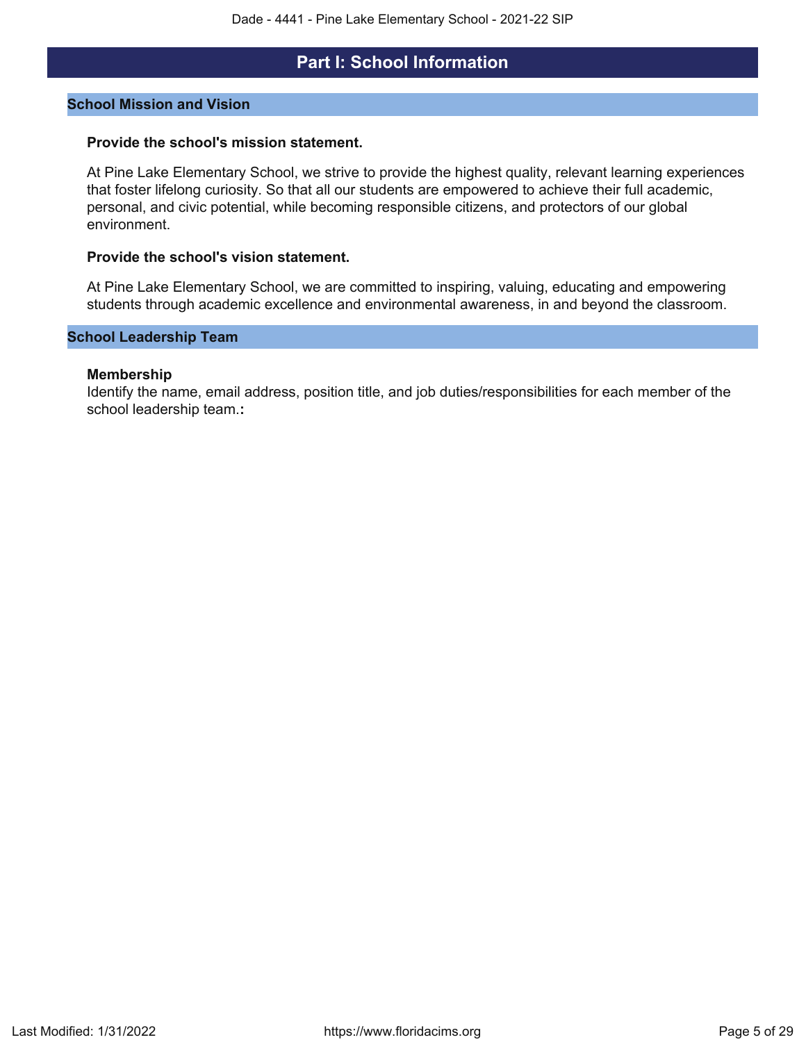# Part I: School Information

## School Mission and Vision

**Provide the school's mission statement.**

At Pine Lake Elementary School, we strive to provide the highest quality, relevant learning experiences that foster lifelong curiosity. So that all our students are empowered to achieve their full academic, personal, and civic potential, while becoming responsible citizens, and protectors of our global environment.

**Provide the school's vision statement.**

At Pine Lake Elementary School, we are committed to inspiring, valuing, educating and empowering students through academic excellence and environmental awareness, in and beyond the classroom.

## School Leadership Team

**Membership**

Identify the name, email address, position title, and job duties/responsibilities for each member of the school leadership team.**:**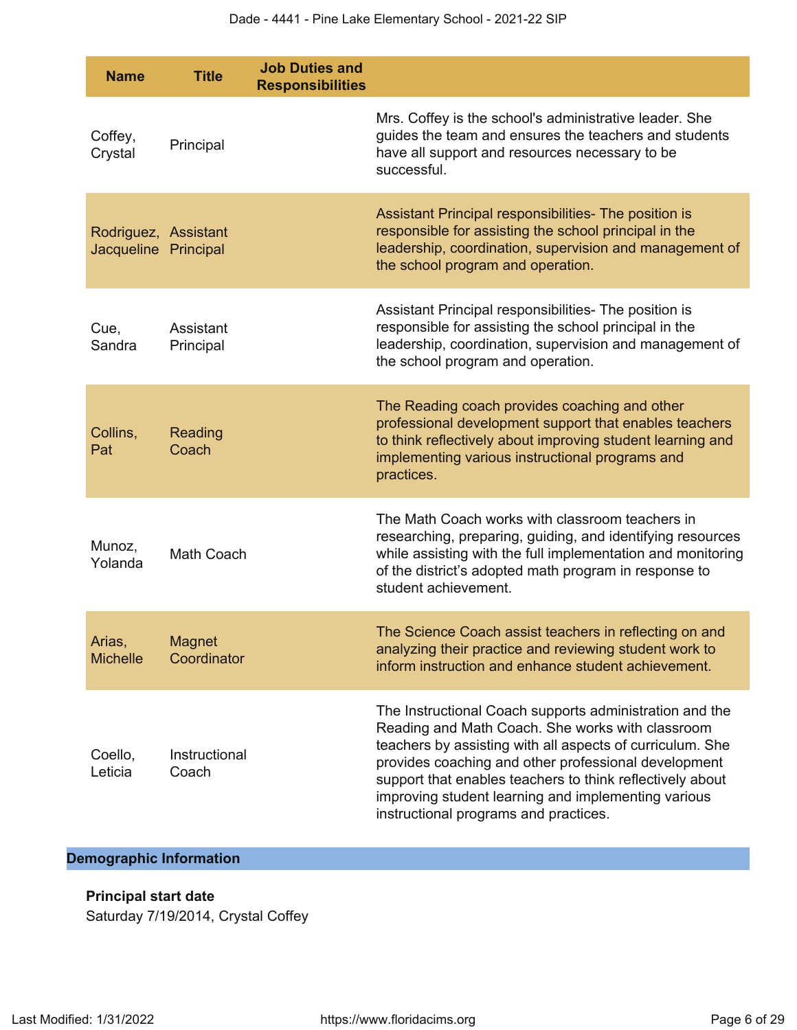| Name | Title | Job Duties and Responsibilities |
|---|---|---|
| Coffey, Crystal | Principal | Mrs. Coffey is the school's administrative leader. She guides the team and ensures the teachers and students have all support and resources necessary to be successful. |
| Rodriguez, Jacqueline | Assistant Principal | Assistant Principal responsibilities- The position is responsible for assisting the school principal in the leadership, coordination, supervision and management of the school program and operation. |
| Cue, Sandra | Assistant Principal | Assistant Principal responsibilities- The position is responsible for assisting the school principal in the leadership, coordination, supervision and management of the school program and operation. |
| Collins, Pat | Reading Coach | The Reading coach provides coaching and other professional development support that enables teachers to think reflectively about improving student learning and implementing various instructional programs and practices. |
| Munoz, Yolanda | Math Coach | The Math Coach works with classroom teachers in researching, preparing, guiding, and identifying resources while assisting with the full implementation and monitoring of the district's adopted math program in response to student achievement. |
| Arias, Michelle | Magnet Coordinator | The Science Coach assist teachers in reflecting on and analyzing their practice and reviewing student work to inform instruction and enhance student achievement. |
| Coello, Leticia | Instructional Coach | The Instructional Coach supports administration and the Reading and Math Coach. She works with classroom teachers by assisting with all aspects of curriculum. She provides coaching and other professional development support that enables teachers to think reflectively about improving student learning and implementing various instructional programs and practices. |

## Demographic Information

**Principal start date**

Saturday 7/19/2014, Crystal Coffey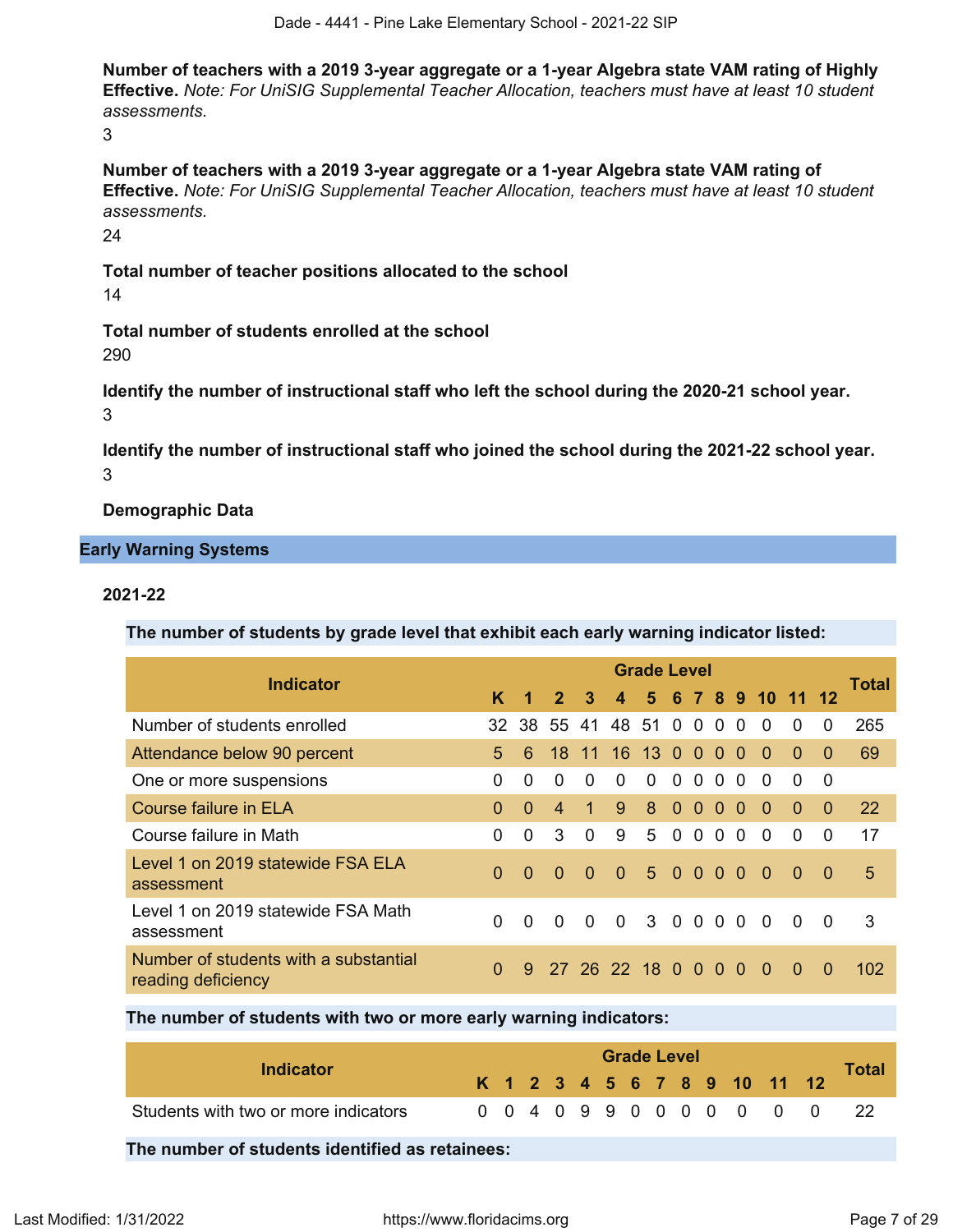**Number of teachers with a 2019 3-year aggregate or a 1-year Algebra state VAM rating of Highly Effective.** *Note: For UniSIG Supplemental Teacher Allocation, teachers must have at least 10 student assessments.*

3

**Number of teachers with a 2019 3-year aggregate or a 1-year Algebra state VAM rating of Effective.** *Note: For UniSIG Supplemental Teacher Allocation, teachers must have at least 10 student assessments.*

24

**Total number of teacher positions allocated to the school**

14

**Total number of students enrolled at the school**

290

**Identify the number of instructional staff who left the school during the 2020-21 school year.**

3

**Identify the number of instructional staff who joined the school during the 2021-22 school year.**

3

**Demographic Data**

## Early Warning Systems

### 2021-22

**The number of students by grade level that exhibit each early warning indicator listed:**

| Indicator | K | 1 | 2 | 3 | 4 | 5 | 6 | 7 | 8 | 9 | 10 | 11 | 12 | Total |
|---|---|---|---|---|---|---|---|---|---|---|---|---|---|---|
| Number of students enrolled | 32 | 38 | 55 | 41 | 48 | 51 | 0 | 0 | 0 | 0 | 0 | 0 | 0 | 265 |
| Attendance below 90 percent | 5 | 6 | 18 | 11 | 16 | 13 | 0 | 0 | 0 | 0 | 0 | 0 | 0 | 69 |
| One or more suspensions | 0 | 0 | 0 | 0 | 0 | 0 | 0 | 0 | 0 | 0 | 0 | 0 | 0 | |
| Course failure in ELA | 0 | 0 | 4 | 1 | 9 | 8 | 0 | 0 | 0 | 0 | 0 | 0 | 0 | 22 |
| Course failure in Math | 0 | 0 | 3 | 0 | 9 | 5 | 0 | 0 | 0 | 0 | 0 | 0 | 0 | 17 |
| Level 1 on 2019 statewide FSA ELA assessment | 0 | 0 | 0 | 0 | 0 | 5 | 0 | 0 | 0 | 0 | 0 | 0 | 0 | 5 |
| Level 1 on 2019 statewide FSA Math assessment | 0 | 0 | 0 | 0 | 0 | 3 | 0 | 0 | 0 | 0 | 0 | 0 | 0 | 3 |
| Number of students with a substantial reading deficiency | 0 | 9 | 27 | 26 | 22 | 18 | 0 | 0 | 0 | 0 | 0 | 0 | 0 | 102 |

**The number of students with two or more early warning indicators:**

| Indicator | K | 1 | 2 | 3 | 4 | 5 | 6 | 7 | 8 | 9 | 10 | 11 | 12 | Total |
|---|---|---|---|---|---|---|---|---|---|---|---|---|---|---|
| Students with two or more indicators | 0 | 0 | 4 | 0 | 9 | 9 | 0 | 0 | 0 | 0 | 0 | 0 | 0 | 22 |

**The number of students identified as retainees:**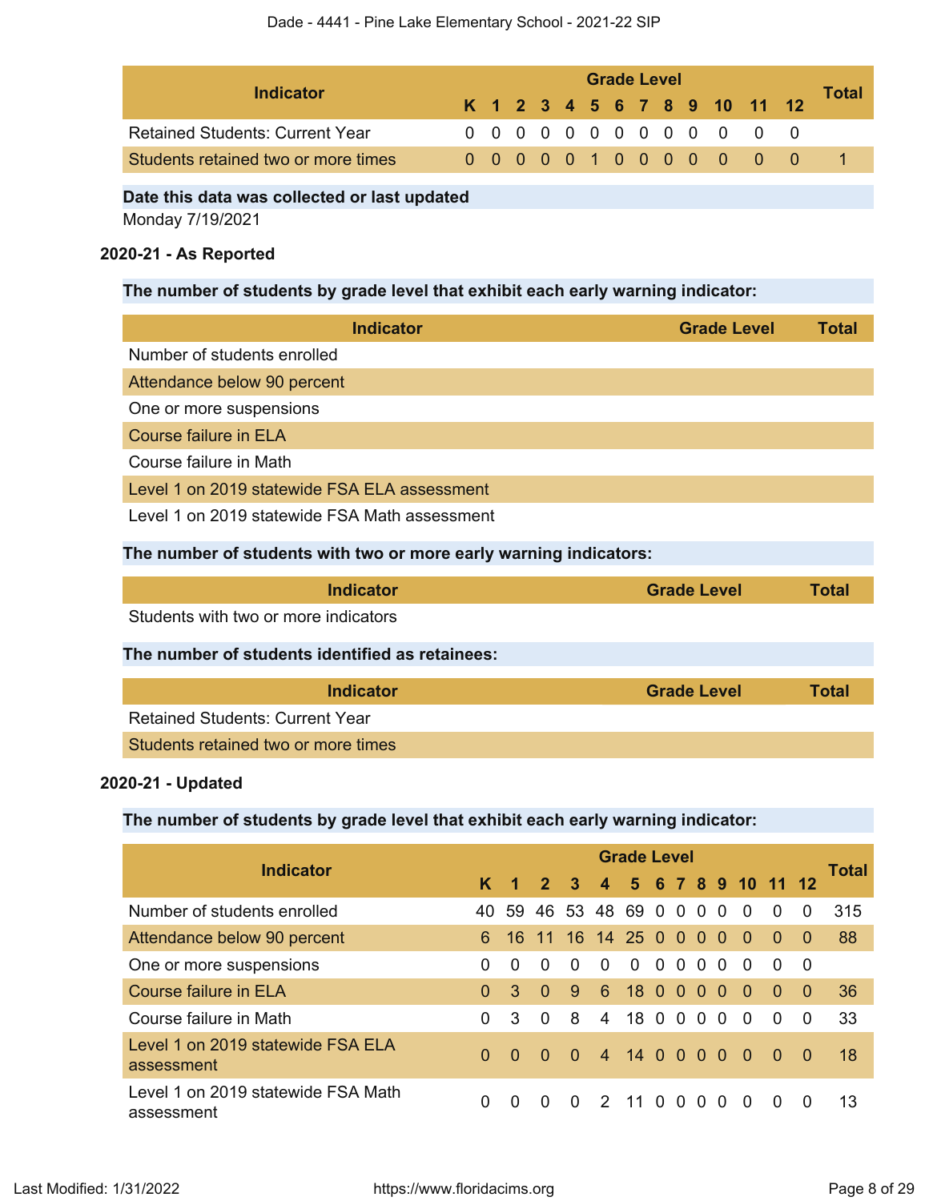| Indicator | Grade Level | | | | | | | | | | | | | Total |
|---|---|---|---|---|---|---|---|---|---|---|---|---|---|---|
| | K | 1 | 2 | 3 | 4 | 5 | 6 | 7 | 8 | 9 | 10 | 11 | 12 | |
| Retained Students: Current Year | 0 | 0 | 0 | 0 | 0 | 0 | 0 | 0 | 0 | 0 | 0 | 0 | 0 | |
| Students retained two or more times | 0 | 0 | 0 | 0 | 0 | 1 | 0 | 0 | 0 | 0 | 0 | 0 | 0 | 1 |

**Date this data was collected or last updated**

Monday 7/19/2021

### 2020-21 - As Reported

**The number of students by grade level that exhibit each early warning indicator:**

| Indicator | Grade Level | Total |
|---|---|---|
| Number of students enrolled | | |
| Attendance below 90 percent | | |
| One or more suspensions | | |
| Course failure in ELA | | |
| Course failure in Math | | |
| Level 1 on 2019 statewide FSA ELA assessment | | |
| Level 1 on 2019 statewide FSA Math assessment | | |

**The number of students with two or more early warning indicators:**

| Indicator | Grade Level | Total |
|---|---|---|
| Students with two or more indicators | | |

**The number of students identified as retainees:**

| Indicator | Grade Level | Total |
|---|---|---|
| Retained Students: Current Year | | |
| Students retained two or more times | | |

### 2020-21 - Updated

**The number of students by grade level that exhibit each early warning indicator:**

| Indicator | Grade Level | | | | | | | | | | | | | Total |
|---|---|---|---|---|---|---|---|---|---|---|---|---|---|---|
| | K | 1 | 2 | 3 | 4 | 5 | 6 | 7 | 8 | 9 | 10 | 11 | 12 | |
| Number of students enrolled | 40 | 59 | 46 | 53 | 48 | 69 | 0 | 0 | 0 | 0 | 0 | 0 | 0 | 315 |
| Attendance below 90 percent | 6 | 16 | 11 | 16 | 14 | 25 | 0 | 0 | 0 | 0 | 0 | 0 | 0 | 88 |
| One or more suspensions | 0 | 0 | 0 | 0 | 0 | 0 | 0 | 0 | 0 | 0 | 0 | 0 | 0 | |
| Course failure in ELA | 0 | 3 | 0 | 9 | 6 | 18 | 0 | 0 | 0 | 0 | 0 | 0 | 0 | 36 |
| Course failure in Math | 0 | 3 | 0 | 8 | 4 | 18 | 0 | 0 | 0 | 0 | 0 | 0 | 0 | 33 |
| Level 1 on 2019 statewide FSA ELA assessment | 0 | 0 | 0 | 0 | 4 | 14 | 0 | 0 | 0 | 0 | 0 | 0 | 0 | 18 |
| Level 1 on 2019 statewide FSA Math assessment | 0 | 0 | 0 | 0 | 2 | 11 | 0 | 0 | 0 | 0 | 0 | 0 | 0 | 13 |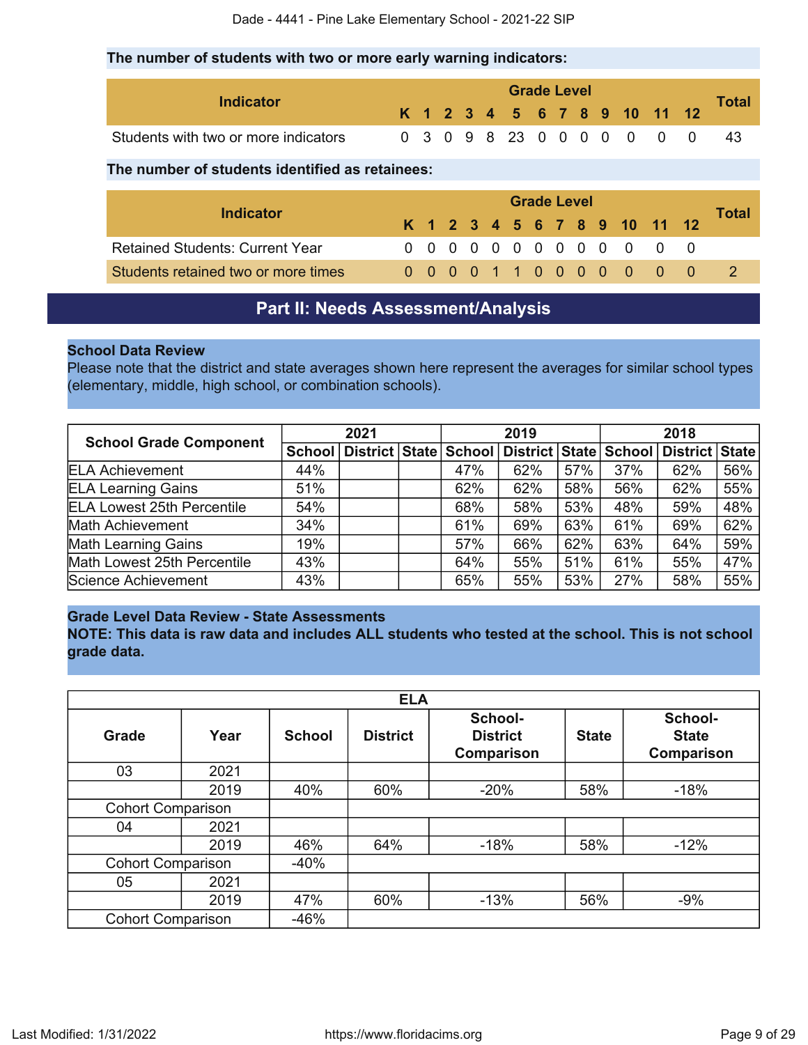**The number of students with two or more early warning indicators:**

| Indicator | K | 1 | 2 | 3 | 4 | 5 | 6 | 7 | 8 | 9 | 10 | 11 | 12 | Total |
|---|---|---|---|---|---|---|---|---|---|---|---|---|---|---|
| Students with two or more indicators | 0 | 3 | 0 | 9 | 8 | 23 | 0 | 0 | 0 | 0 | 0 | 0 | 0 | 43 |

**The number of students identified as retainees:**

| Indicator | K | 1 | 2 | 3 | 4 | 5 | 6 | 7 | 8 | 9 | 10 | 11 | 12 | Total |
|---|---|---|---|---|---|---|---|---|---|---|---|---|---|---|
| Retained Students: Current Year | 0 | 0 | 0 | 0 | 0 | 0 | 0 | 0 | 0 | 0 | 0 | 0 | 0 | |
| Students retained two or more times | 0 | 0 | 0 | 0 | 1 | 1 | 0 | 0 | 0 | 0 | 0 | 0 | 0 | 2 |

## Part II: Needs Assessment/Analysis

**School Data Review**

Please note that the district and state averages shown here represent the averages for similar school types (elementary, middle, high school, or combination schools).

| School Grade Component | 2021 | | | 2019 | | | 2018 | | |
|---|---|---|---|---|---|---|---|---|---|
| | School | District | State | School | District | State | School | District | State |
| ELA Achievement | 44% | | | 47% | 62% | 57% | 37% | 62% | 56% |
| ELA Learning Gains | 51% | | | 62% | 62% | 58% | 56% | 62% | 55% |
| ELA Lowest 25th Percentile | 54% | | | 68% | 58% | 53% | 48% | 59% | 48% |
| Math Achievement | 34% | | | 61% | 69% | 63% | 61% | 69% | 62% |
| Math Learning Gains | 19% | | | 57% | 66% | 62% | 63% | 64% | 59% |
| Math Lowest 25th Percentile | 43% | | | 64% | 55% | 51% | 61% | 55% | 47% |
| Science Achievement | 43% | | | 65% | 55% | 53% | 27% | 58% | 55% |

**Grade Level Data Review - State Assessments**

**NOTE: This data is raw data and includes ALL students who tested at the school. This is not school grade data.**

| ELA | | | | | | |
|---|---|---|---|---|---|---|
| Grade | Year | School | District | School-District Comparison | State | School-State Comparison |
| 03 | 2021 | | | | | |
| | 2019 | 40% | 60% | -20% | 58% | -18% |
| Cohort Comparison | | | | | | |
| 04 | 2021 | | | | | |
| | 2019 | 46% | 64% | -18% | 58% | -12% |
| Cohort Comparison | | -40% | | | | |
| 05 | 2021 | | | | | |
| | 2019 | 47% | 60% | -13% | 56% | -9% |
| Cohort Comparison | | -46% | | | | |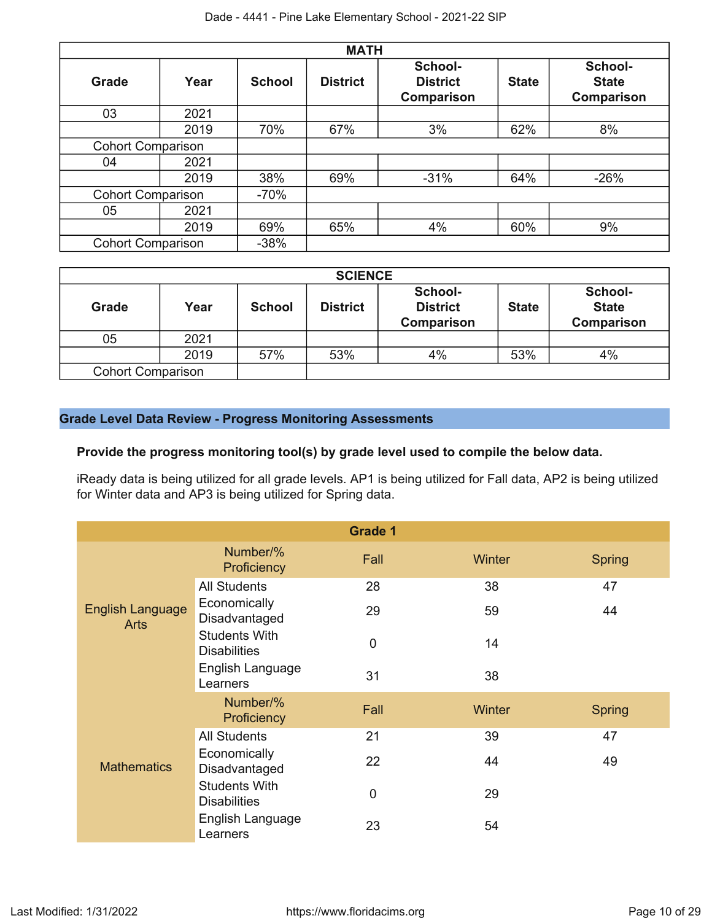| MATH | | | | | | |
|---|---|---|---|---|---|---|
| **Grade** | **Year** | **School** | **District** | **School-District Comparison** | **State** | **School-State Comparison** |
| 03 | 2021 | | | | | |
| | 2019 | 70% | 67% | 3% | 62% | 8% |
| Cohort Comparison | | | | | | |
| 04 | 2021 | | | | | |
| | 2019 | 38% | 69% | -31% | 64% | -26% |
| Cohort Comparison | | -70% | | | | |
| 05 | 2021 | | | | | |
| | 2019 | 69% | 65% | 4% | 60% | 9% |
| Cohort Comparison | | -38% | | | | |

| SCIENCE | | | | | | |
|---|---|---|---|---|---|---|
| **Grade** | **Year** | **School** | **District** | **School-District Comparison** | **State** | **School-State Comparison** |
| 05 | 2021 | | | | | |
| | 2019 | 57% | 53% | 4% | 53% | 4% |
| Cohort Comparison | | | | | | |

## Grade Level Data Review - Progress Monitoring Assessments

**Provide the progress monitoring tool(s) by grade level used to compile the below data.**

iReady data is being utilized for all grade levels. AP1 is being utilized for Fall data, AP2 is being utilized for Winter data and AP3 is being utilized for Spring data.

| Grade 1 | | | | |
|---|---|---|---|---|
| | Number/% Proficiency | Fall | Winter | Spring |
| English Language Arts | All Students | 28 | 38 | 47 |
| | Economically Disadvantaged | 29 | 59 | 44 |
| | Students With Disabilities | 0 | 14 | |
| | English Language Learners | 31 | 38 | |
| | Number/% Proficiency | Fall | Winter | Spring |
| Mathematics | All Students | 21 | 39 | 47 |
| | Economically Disadvantaged | 22 | 44 | 49 |
| | Students With Disabilities | 0 | 29 | |
| | English Language Learners | 23 | 54 | |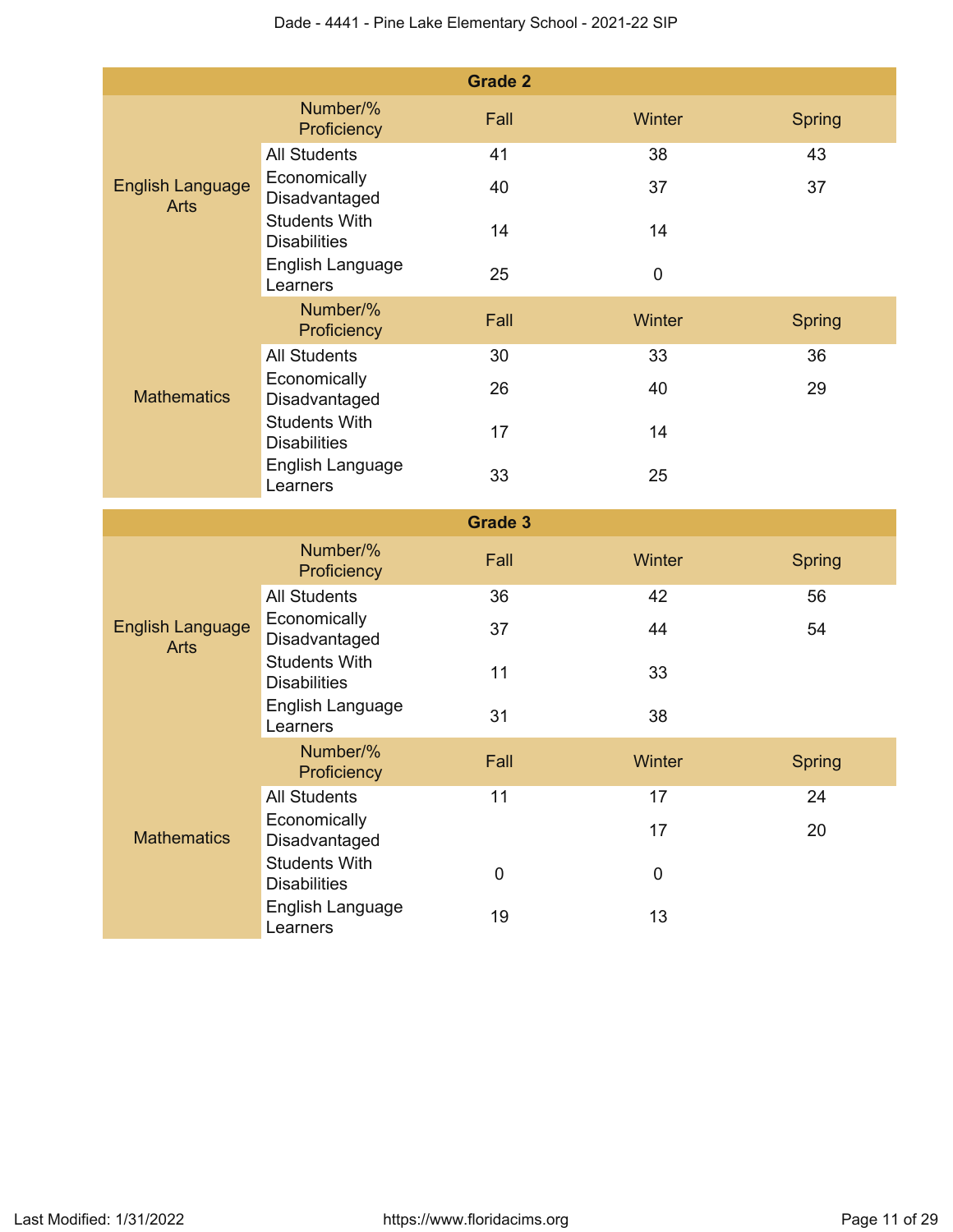| Grade 2 | | | | |
|---|---|---|---|---|
| | Number/% Proficiency | Fall | Winter | Spring |
| English Language Arts | All Students | 41 | 38 | 43 |
| | Economically Disadvantaged | 40 | 37 | 37 |
| | Students With Disabilities | 14 | 14 | |
| | English Language Learners | 25 | 0 | |
| | Number/% Proficiency | Fall | Winter | Spring |
| Mathematics | All Students | 30 | 33 | 36 |
| | Economically Disadvantaged | 26 | 40 | 29 |
| | Students With Disabilities | 17 | 14 | |
| | English Language Learners | 33 | 25 | |

| Grade 3 | | | | |
|---|---|---|---|---|
| | Number/% Proficiency | Fall | Winter | Spring |
| English Language Arts | All Students | 36 | 42 | 56 |
| | Economically Disadvantaged | 37 | 44 | 54 |
| | Students With Disabilities | 11 | 33 | |
| | English Language Learners | 31 | 38 | |
| | Number/% Proficiency | Fall | Winter | Spring |
| Mathematics | All Students | 11 | 17 | 24 |
| | Economically Disadvantaged | | 17 | 20 |
| | Students With Disabilities | 0 | 0 | |
| | English Language Learners | 19 | 13 | |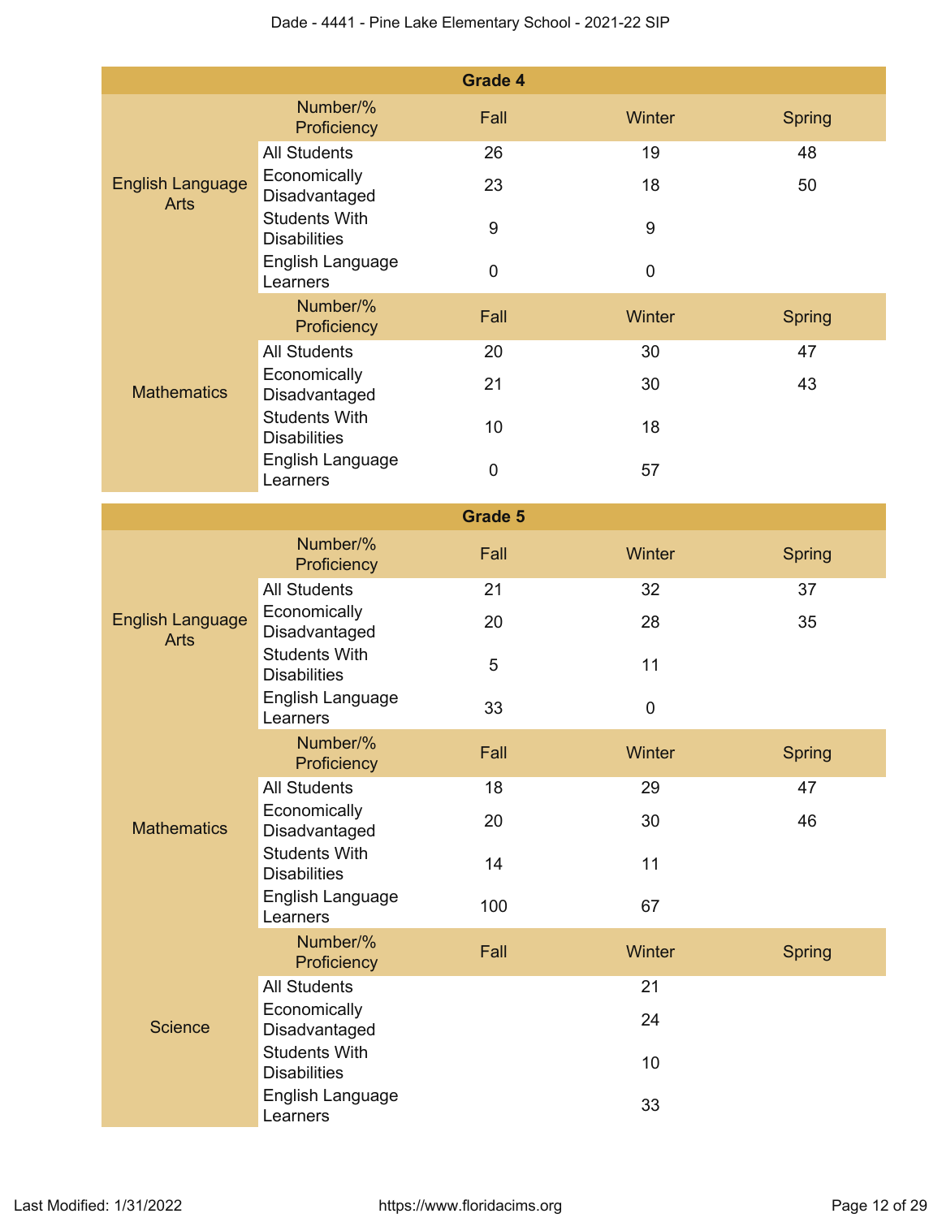| Grade 4 | | | | |
|---|---|---|---|---|
| | Number/% Proficiency | Fall | Winter | Spring |
| English Language Arts | All Students | 26 | 19 | 48 |
| | Economically Disadvantaged | 23 | 18 | 50 |
| | Students With Disabilities | 9 | 9 | |
| | English Language Learners | 0 | 0 | |
| | Number/% Proficiency | Fall | Winter | Spring |
| Mathematics | All Students | 20 | 30 | 47 |
| | Economically Disadvantaged | 21 | 30 | 43 |
| | Students With Disabilities | 10 | 18 | |
| | English Language Learners | 0 | 57 | |

| Grade 5 | | | | |
|---|---|---|---|---|
| | Number/% Proficiency | Fall | Winter | Spring |
| English Language Arts | All Students | 21 | 32 | 37 |
| | Economically Disadvantaged | 20 | 28 | 35 |
| | Students With Disabilities | 5 | 11 | |
| | English Language Learners | 33 | 0 | |
| | Number/% Proficiency | Fall | Winter | Spring |
| Mathematics | All Students | 18 | 29 | 47 |
| | Economically Disadvantaged | 20 | 30 | 46 |
| | Students With Disabilities | 14 | 11 | |
| | English Language Learners | 100 | 67 | |
| | Number/% Proficiency | Fall | Winter | Spring |
| Science | All Students | | 21 | |
| | Economically Disadvantaged | | 24 | |
| | Students With Disabilities | | 10 | |
| | English Language Learners | | 33 | |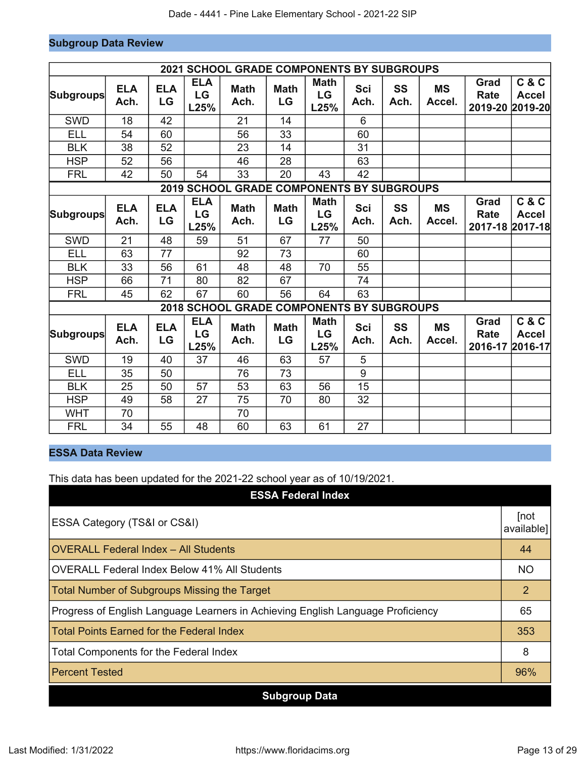## Subgroup Data Review

| 2021 SCHOOL GRADE COMPONENTS BY SUBGROUPS | | | | | | | | | | | |
|---|---|---|---|---|---|---|---|---|---|---|---|
| Subgroups | ELA Ach. | ELA LG | ELA LG L25% | Math Ach. | Math LG | Math LG L25% | Sci Ach. | SS Ach. | MS Accel. | Grad Rate 2019-20 | C & C Accel 2019-20 |
| SWD | 18 | 42 | | 21 | 14 | | 6 | | | | |
| ELL | 54 | 60 | | 56 | 33 | | 60 | | | | |
| BLK | 38 | 52 | | 23 | 14 | | 31 | | | | |
| HSP | 52 | 56 | | 46 | 28 | | 63 | | | | |
| FRL | 42 | 50 | 54 | 33 | 20 | 43 | 42 | | | | |
| **2019 SCHOOL GRADE COMPONENTS BY SUBGROUPS** | | | | | | | | | | | |
| Subgroups | ELA Ach. | ELA LG | ELA LG L25% | Math Ach. | Math LG | Math LG L25% | Sci Ach. | SS Ach. | MS Accel. | Grad Rate 2017-18 | C & C Accel 2017-18 |
| SWD | 21 | 48 | 59 | 51 | 67 | 77 | 50 | | | | |
| ELL | 63 | 77 | | 92 | 73 | | 60 | | | | |
| BLK | 33 | 56 | 61 | 48 | 48 | 70 | 55 | | | | |
| HSP | 66 | 71 | 80 | 82 | 67 | | 74 | | | | |
| FRL | 45 | 62 | 67 | 60 | 56 | 64 | 63 | | | | |
| **2018 SCHOOL GRADE COMPONENTS BY SUBGROUPS** | | | | | | | | | | | |
| Subgroups | ELA Ach. | ELA LG | ELA LG L25% | Math Ach. | Math LG | Math LG L25% | Sci Ach. | SS Ach. | MS Accel. | Grad Rate 2016-17 | C & C Accel 2016-17 |
| SWD | 19 | 40 | 37 | 46 | 63 | 57 | 5 | | | | |
| ELL | 35 | 50 | | 76 | 73 | | 9 | | | | |
| BLK | 25 | 50 | 57 | 53 | 63 | 56 | 15 | | | | |
| HSP | 49 | 58 | 27 | 75 | 70 | 80 | 32 | | | | |
| WHT | 70 | | | 70 | | | | | | | |
| FRL | 34 | 55 | 48 | 60 | 63 | 61 | 27 | | | | |

## ESSA Data Review

This data has been updated for the 2021-22 school year as of 10/19/2021.

| ESSA Federal Index | |
|---|---|
| ESSA Category (TS&I or CS&I) | [not available] |
| OVERALL Federal Index – All Students | 44 |
| OVERALL Federal Index Below 41% All Students | NO |
| Total Number of Subgroups Missing the Target | 2 |
| Progress of English Language Learners in Achieving English Language Proficiency | 65 |
| Total Points Earned for the Federal Index | 353 |
| Total Components for the Federal Index | 8 |
| Percent Tested | 96% |

**Subgroup Data**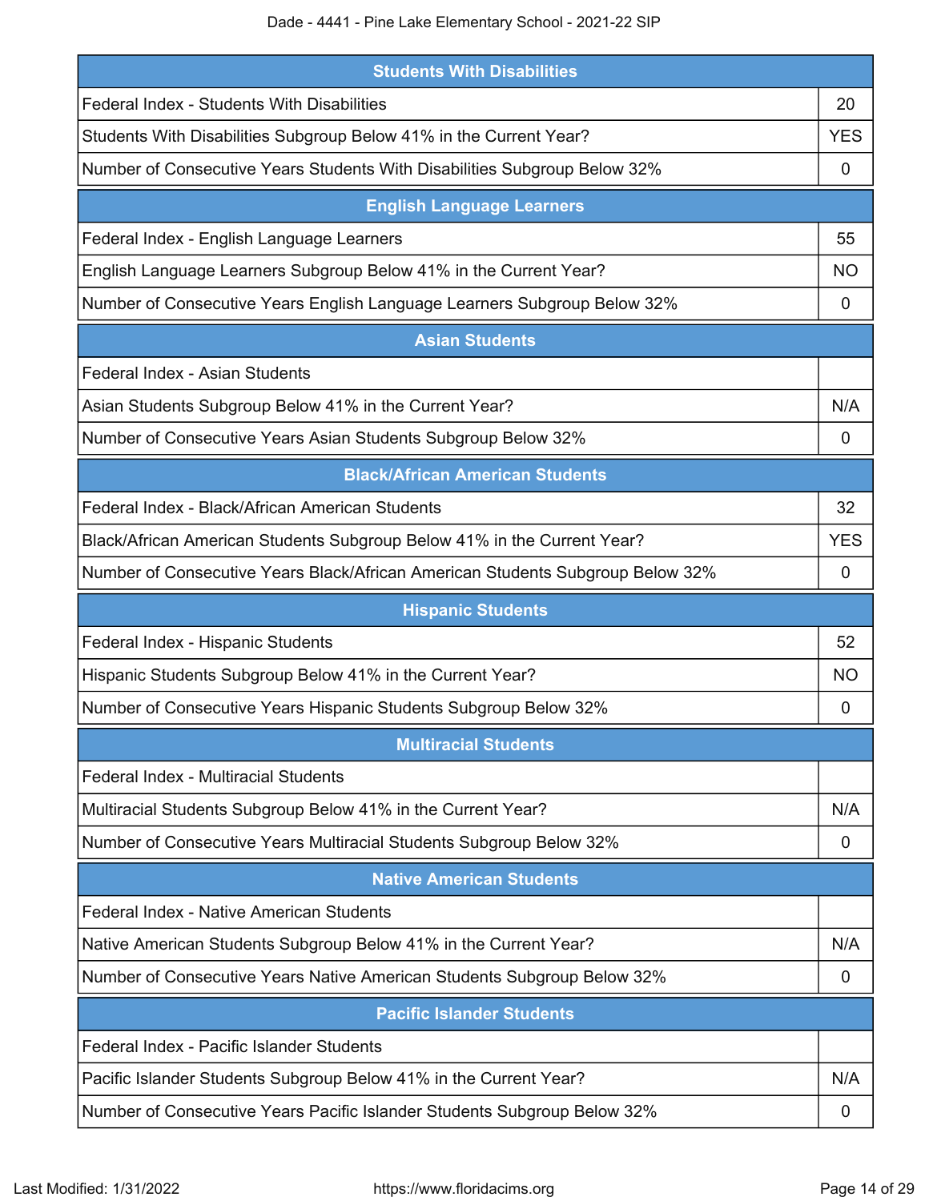| Students With Disabilities | |
|---|---|
| Federal Index - Students With Disabilities | 20 |
| Students With Disabilities Subgroup Below 41% in the Current Year? | YES |
| Number of Consecutive Years Students With Disabilities Subgroup Below 32% | 0 |

| English Language Learners | |
|---|---|
| Federal Index - English Language Learners | 55 |
| English Language Learners Subgroup Below 41% in the Current Year? | NO |
| Number of Consecutive Years English Language Learners Subgroup Below 32% | 0 |

| Asian Students | |
|---|---|
| Federal Index - Asian Students | |
| Asian Students Subgroup Below 41% in the Current Year? | N/A |
| Number of Consecutive Years Asian Students Subgroup Below 32% | 0 |

| Black/African American Students | |
|---|---|
| Federal Index - Black/African American Students | 32 |
| Black/African American Students Subgroup Below 41% in the Current Year? | YES |
| Number of Consecutive Years Black/African American Students Subgroup Below 32% | 0 |

| Hispanic Students | |
|---|---|
| Federal Index - Hispanic Students | 52 |
| Hispanic Students Subgroup Below 41% in the Current Year? | NO |
| Number of Consecutive Years Hispanic Students Subgroup Below 32% | 0 |

| Multiracial Students | |
|---|---|
| Federal Index - Multiracial Students | |
| Multiracial Students Subgroup Below 41% in the Current Year? | N/A |
| Number of Consecutive Years Multiracial Students Subgroup Below 32% | 0 |

| Native American Students | |
|---|---|
| Federal Index - Native American Students | |
| Native American Students Subgroup Below 41% in the Current Year? | N/A |
| Number of Consecutive Years Native American Students Subgroup Below 32% | 0 |

| Pacific Islander Students | |
|---|---|
| Federal Index - Pacific Islander Students | |
| Pacific Islander Students Subgroup Below 41% in the Current Year? | N/A |
| Number of Consecutive Years Pacific Islander Students Subgroup Below 32% | 0 |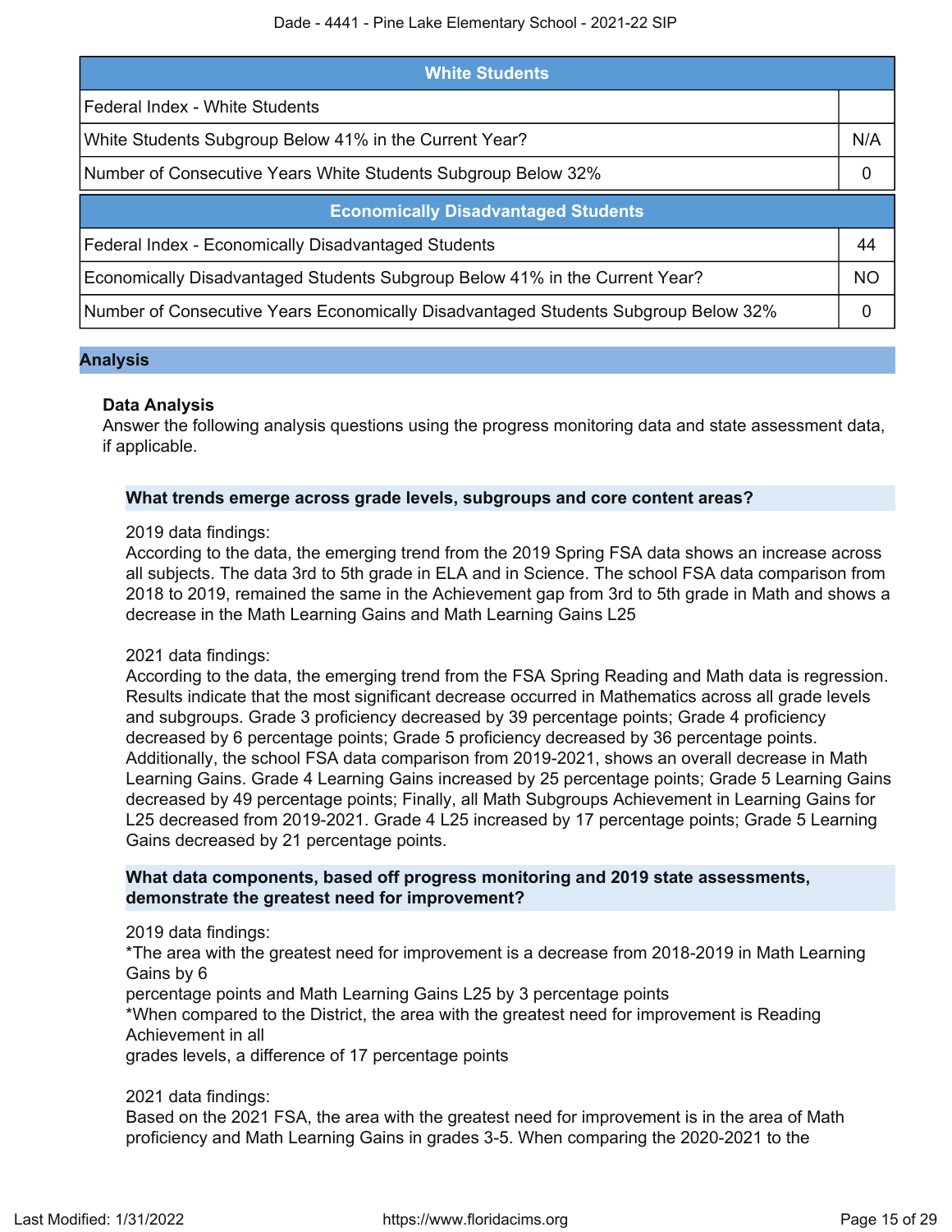| White Students | |
|---|---|
| Federal Index - White Students | |
| White Students Subgroup Below 41% in the Current Year? | N/A |
| Number of Consecutive Years White Students Subgroup Below 32% | 0 |

| Economically Disadvantaged Students | |
|---|---|
| Federal Index - Economically Disadvantaged Students | 44 |
| Economically Disadvantaged Students Subgroup Below 41% in the Current Year? | NO |
| Number of Consecutive Years Economically Disadvantaged Students Subgroup Below 32% | 0 |

## Analysis

### Data Analysis

Answer the following analysis questions using the progress monitoring data and state assessment data, if applicable.

#### What trends emerge across grade levels, subgroups and core content areas?

2019 data findings:
According to the data, the emerging trend from the 2019 Spring FSA data shows an increase across all subjects. The data 3rd to 5th grade in ELA and in Science. The school FSA data comparison from 2018 to 2019, remained the same in the Achievement gap from 3rd to 5th grade in Math and shows a decrease in the Math Learning Gains and Math Learning Gains L25

2021 data findings:
According to the data, the emerging trend from the FSA Spring Reading and Math data is regression. Results indicate that the most significant decrease occurred in Mathematics across all grade levels and subgroups. Grade 3 proficiency decreased by 39 percentage points; Grade 4 proficiency decreased by 6 percentage points; Grade 5 proficiency decreased by 36 percentage points. Additionally, the school FSA data comparison from 2019-2021, shows an overall decrease in Math Learning Gains. Grade 4 Learning Gains increased by 25 percentage points; Grade 5 Learning Gains decreased by 49 percentage points; Finally, all Math Subgroups Achievement in Learning Gains for L25 decreased from 2019-2021. Grade 4 L25 increased by 17 percentage points; Grade 5 Learning Gains decreased by 21 percentage points.

#### What data components, based off progress monitoring and 2019 state assessments, demonstrate the greatest need for improvement?

2019 data findings:
*The area with the greatest need for improvement is a decrease from 2018-2019 in Math Learning Gains by 6
percentage points and Math Learning Gains L25 by 3 percentage points
*When compared to the District, the area with the greatest need for improvement is Reading Achievement in all
grades levels, a difference of 17 percentage points

2021 data findings:
Based on the 2021 FSA, the area with the greatest need for improvement is in the area of Math proficiency and Math Learning Gains in grades 3-5. When comparing the 2020-2021 to the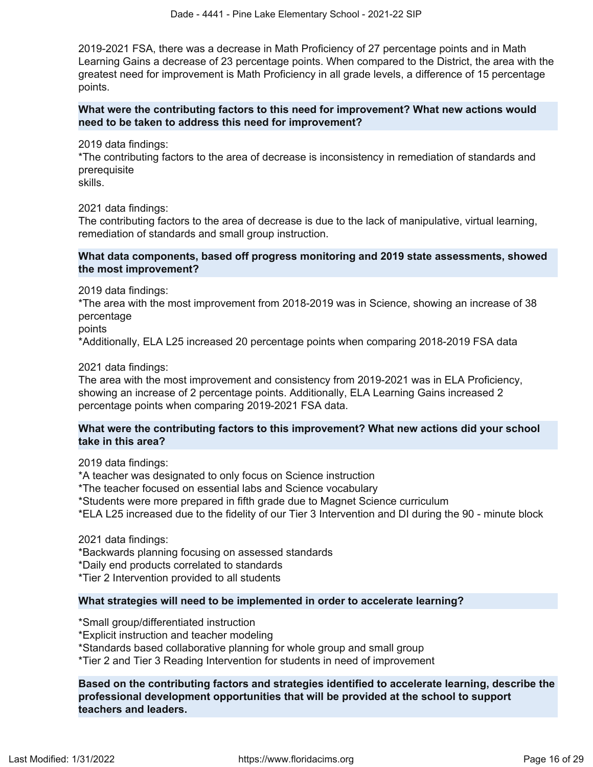2019-2021 FSA, there was a decrease in Math Proficiency of 27 percentage points and in Math Learning Gains a decrease of 23 percentage points. When compared to the District, the area with the greatest need for improvement is Math Proficiency in all grade levels, a difference of 15 percentage points.

**What were the contributing factors to this need for improvement? What new actions would need to be taken to address this need for improvement?**

2019 data findings:
*The contributing factors to the area of decrease is inconsistency in remediation of standards and prerequisite
skills.

2021 data findings:
The contributing factors to the area of decrease is due to the lack of manipulative, virtual learning, remediation of standards and small group instruction.

**What data components, based off progress monitoring and 2019 state assessments, showed the most improvement?**

2019 data findings:
*The area with the most improvement from 2018-2019 was in Science, showing an increase of 38 percentage
points
*Additionally, ELA L25 increased 20 percentage points when comparing 2018-2019 FSA data

2021 data findings:
The area with the most improvement and consistency from 2019-2021 was in ELA Proficiency, showing an increase of 2 percentage points. Additionally, ELA Learning Gains increased 2 percentage points when comparing 2019-2021 FSA data.

**What were the contributing factors to this improvement? What new actions did your school take in this area?**

2019 data findings:
*A teacher was designated to only focus on Science instruction
*The teacher focused on essential labs and Science vocabulary
*Students were more prepared in fifth grade due to Magnet Science curriculum
*ELA L25 increased due to the fidelity of our Tier 3 Intervention and DI during the 90 - minute block

2021 data findings:
*Backwards planning focusing on assessed standards
*Daily end products correlated to standards
*Tier 2 Intervention provided to all students

**What strategies will need to be implemented in order to accelerate learning?**

*Small group/differentiated instruction
*Explicit instruction and teacher modeling
*Standards based collaborative planning for whole group and small group
*Tier 2 and Tier 3 Reading Intervention for students in need of improvement

**Based on the contributing factors and strategies identified to accelerate learning, describe the professional development opportunities that will be provided at the school to support teachers and leaders.**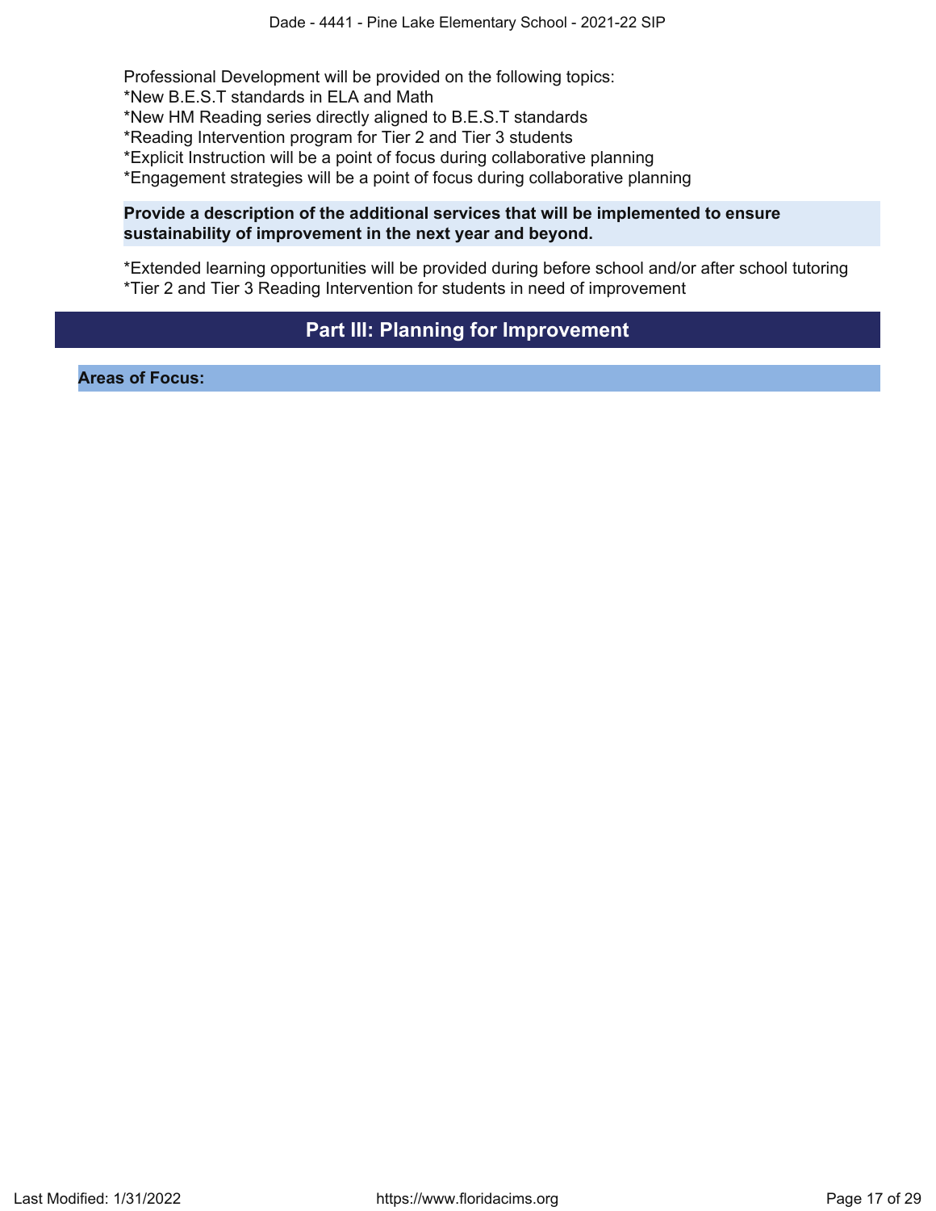Professional Development will be provided on the following topics:
*New B.E.S.T standards in ELA and Math
*New HM Reading series directly aligned to B.E.S.T standards
*Reading Intervention program for Tier 2 and Tier 3 students
*Explicit Instruction will be a point of focus during collaborative planning
*Engagement strategies will be a point of focus during collaborative planning

**Provide a description of the additional services that will be implemented to ensure sustainability of improvement in the next year and beyond.**

*Extended learning opportunities will be provided during before school and/or after school tutoring
*Tier 2 and Tier 3 Reading Intervention for students in need of improvement

## Part III: Planning for Improvement

**Areas of Focus:**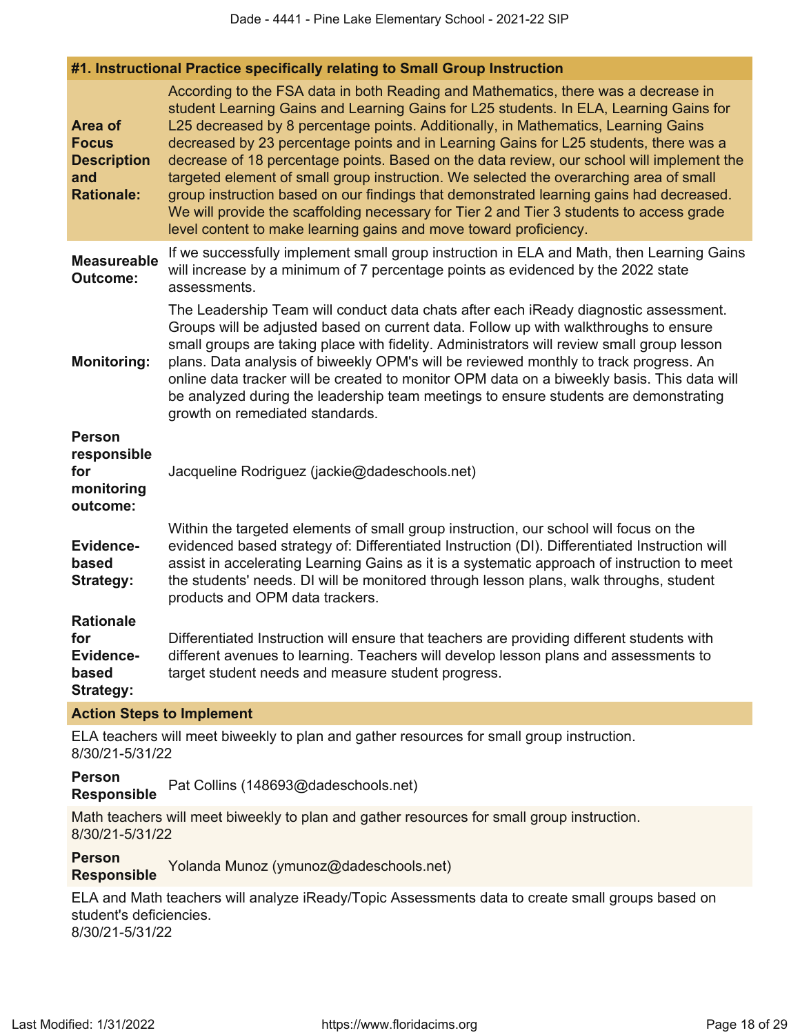#### #1. Instructional Practice specifically relating to Small Group Instruction

**Area of Focus Description and Rationale:**

According to the FSA data in both Reading and Mathematics, there was a decrease in student Learning Gains and Learning Gains for L25 students. In ELA, Learning Gains for L25 decreased by 8 percentage points. Additionally, in Mathematics, Learning Gains decreased by 23 percentage points and in Learning Gains for L25 students, there was a decrease of 18 percentage points. Based on the data review, our school will implement the targeted element of small group instruction. We selected the overarching area of small group instruction based on our findings that demonstrated learning gains had decreased. We will provide the scaffolding necessary for Tier 2 and Tier 3 students to access grade level content to make learning gains and move toward proficiency.

**Measureable Outcome:**

If we successfully implement small group instruction in ELA and Math, then Learning Gains will increase by a minimum of 7 percentage points as evidenced by the 2022 state assessments.

**Monitoring:**

The Leadership Team will conduct data chats after each iReady diagnostic assessment. Groups will be adjusted based on current data. Follow up with walkthroughs to ensure small groups are taking place with fidelity. Administrators will review small group lesson plans. Data analysis of biweekly OPM's will be reviewed monthly to track progress. An online data tracker will be created to monitor OPM data on a biweekly basis. This data will be analyzed during the leadership team meetings to ensure students are demonstrating growth on remediated standards.

**Person responsible for monitoring outcome:**

Jacqueline Rodriguez (jackie@dadeschools.net)

**Evidence-based Strategy:**

Within the targeted elements of small group instruction, our school will focus on the evidenced based strategy of: Differentiated Instruction (DI). Differentiated Instruction will assist in accelerating Learning Gains as it is a systematic approach of instruction to meet the students' needs. DI will be monitored through lesson plans, walk throughs, student products and OPM data trackers.

**Rationale for Evidence-based Strategy:**

Differentiated Instruction will ensure that teachers are providing different students with different avenues to learning. Teachers will develop lesson plans and assessments to target student needs and measure student progress.

**Action Steps to Implement**

ELA teachers will meet biweekly to plan and gather resources for small group instruction.
8/30/21-5/31/22

**Person Responsible** Pat Collins (148693@dadeschools.net)

Math teachers will meet biweekly to plan and gather resources for small group instruction.
8/30/21-5/31/22

**Person Responsible** Yolanda Munoz (ymunoz@dadeschools.net)

ELA and Math teachers will analyze iReady/Topic Assessments data to create small groups based on student's deficiencies.
8/30/21-5/31/22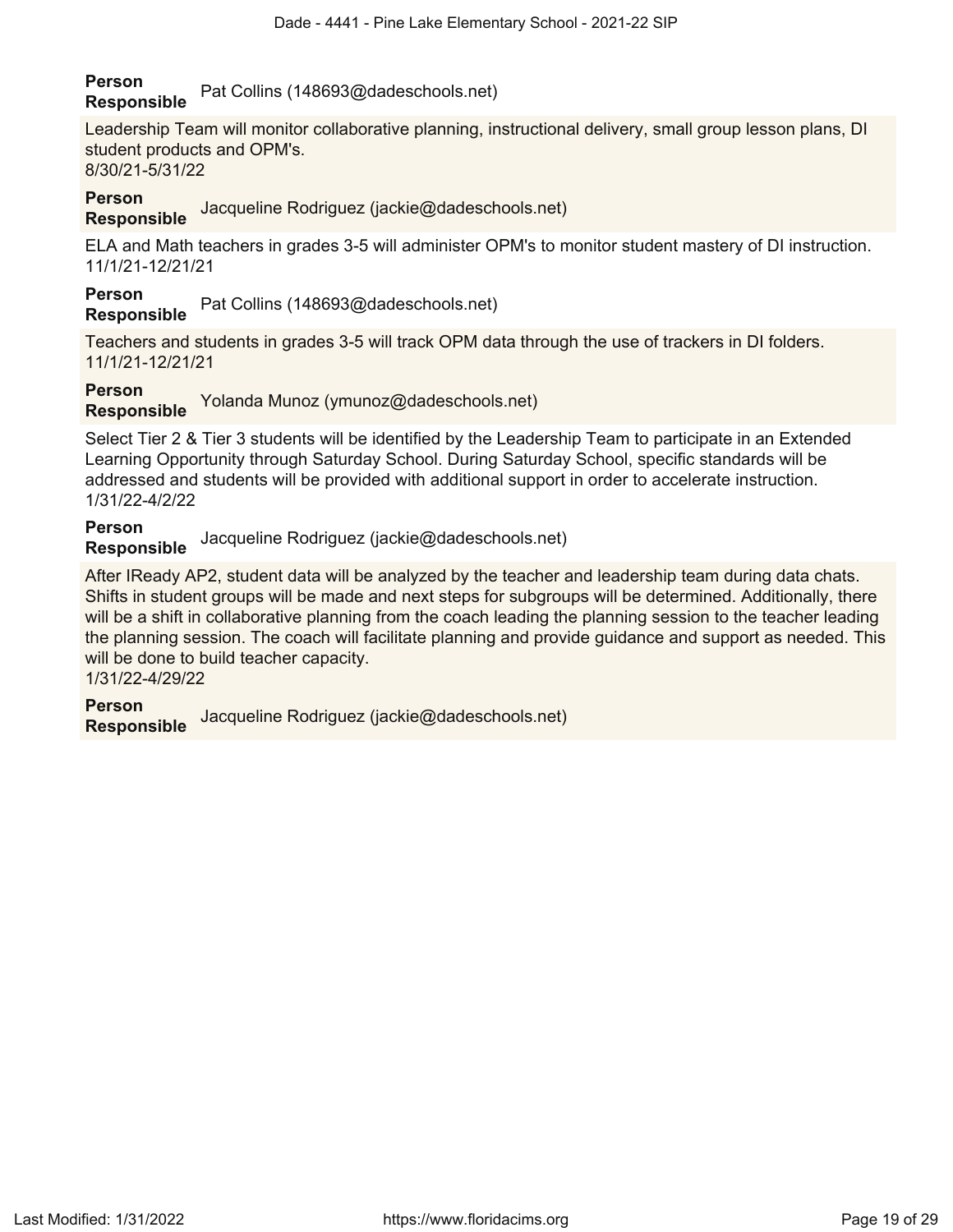**Person Responsible** Pat Collins (148693@dadeschools.net)

Leadership Team will monitor collaborative planning, instructional delivery, small group lesson plans, DI student products and OPM's.
8/30/21-5/31/22

**Person Responsible** Jacqueline Rodriguez (jackie@dadeschools.net)

ELA and Math teachers in grades 3-5 will administer OPM's to monitor student mastery of DI instruction.
11/1/21-12/21/21

**Person Responsible** Pat Collins (148693@dadeschools.net)

Teachers and students in grades 3-5 will track OPM data through the use of trackers in DI folders.
11/1/21-12/21/21

**Person Responsible** Yolanda Munoz (ymunoz@dadeschools.net)

Select Tier 2 & Tier 3 students will be identified by the Leadership Team to participate in an Extended Learning Opportunity through Saturday School. During Saturday School, specific standards will be addressed and students will be provided with additional support in order to accelerate instruction.
1/31/22-4/2/22

**Person Responsible** Jacqueline Rodriguez (jackie@dadeschools.net)

After IReady AP2, student data will be analyzed by the teacher and leadership team during data chats. Shifts in student groups will be made and next steps for subgroups will be determined. Additionally, there will be a shift in collaborative planning from the coach leading the planning session to the teacher leading the planning session. The coach will facilitate planning and provide guidance and support as needed. This will be done to build teacher capacity.
1/31/22-4/29/22

**Person Responsible** Jacqueline Rodriguez (jackie@dadeschools.net)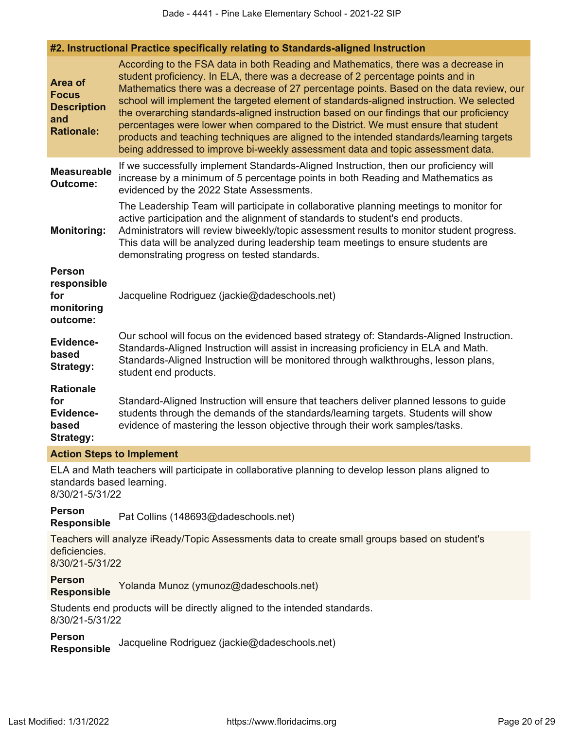## #2. Instructional Practice specifically relating to Standards-aligned Instruction

| | |
|---|---|
| **Area of Focus Description and Rationale:** | According to the FSA data in both Reading and Mathematics, there was a decrease in student proficiency. In ELA, there was a decrease of 2 percentage points and in Mathematics there was a decrease of 27 percentage points. Based on the data review, our school will implement the targeted element of standards-aligned instruction. We selected the overarching standards-aligned instruction based on our findings that our proficiency percentages were lower when compared to the District. We must ensure that student products and teaching techniques are aligned to the intended standards/learning targets being addressed to improve bi-weekly assessment data and topic assessment data. |
| **Measureable Outcome:** | If we successfully implement Standards-Aligned Instruction, then our proficiency will increase by a minimum of 5 percentage points in both Reading and Mathematics as evidenced by the 2022 State Assessments. |
| **Monitoring:** | The Leadership Team will participate in collaborative planning meetings to monitor for active participation and the alignment of standards to student's end products. Administrators will review biweekly/topic assessment results to monitor student progress. This data will be analyzed during leadership team meetings to ensure students are demonstrating progress on tested standards. |
| **Person responsible for monitoring outcome:** | Jacqueline Rodriguez (jackie@dadeschools.net) |
| **Evidence-based Strategy:** | Our school will focus on the evidenced based strategy of: Standards-Aligned Instruction. Standards-Aligned Instruction will assist in increasing proficiency in ELA and Math. Standards-Aligned Instruction will be monitored through walkthroughs, lesson plans, student end products. |
| **Rationale for Evidence-based Strategy:** | Standard-Aligned Instruction will ensure that teachers deliver planned lessons to guide students through the demands of the standards/learning targets. Students will show evidence of mastering the lesson objective through their work samples/tasks. |

### Action Steps to Implement

ELA and Math teachers will participate in collaborative planning to develop lesson plans aligned to standards based learning.
8/30/21-5/31/22

**Person Responsible** Pat Collins (148693@dadeschools.net)

Teachers will analyze iReady/Topic Assessments data to create small groups based on student's deficiencies.
8/30/21-5/31/22

**Person Responsible** Yolanda Munoz (ymunoz@dadeschools.net)

Students end products will be directly aligned to the intended standards.
8/30/21-5/31/22

**Person Responsible** Jacqueline Rodriguez (jackie@dadeschools.net)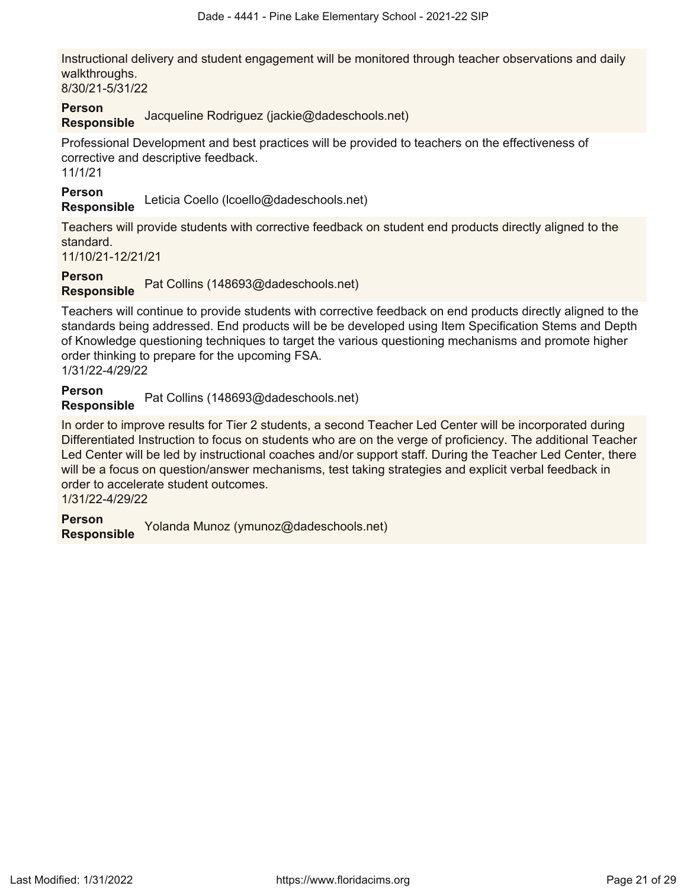Instructional delivery and student engagement will be monitored through teacher observations and daily walkthroughs.
8/30/21-5/31/22

**Person Responsible** Jacqueline Rodriguez (jackie@dadeschools.net)

Professional Development and best practices will be provided to teachers on the effectiveness of corrective and descriptive feedback.
11/1/21

**Person Responsible** Leticia Coello (lcoello@dadeschools.net)

Teachers will provide students with corrective feedback on student end products directly aligned to the standard.
11/10/21-12/21/21

**Person Responsible** Pat Collins (148693@dadeschools.net)

Teachers will continue to provide students with corrective feedback on end products directly aligned to the standards being addressed. End products will be be developed using Item Specification Stems and Depth of Knowledge questioning techniques to target the various questioning mechanisms and promote higher order thinking to prepare for the upcoming FSA.
1/31/22-4/29/22

**Person Responsible** Pat Collins (148693@dadeschools.net)

In order to improve results for Tier 2 students, a second Teacher Led Center will be incorporated during Differentiated Instruction to focus on students who are on the verge of proficiency. The additional Teacher Led Center will be led by instructional coaches and/or support staff. During the Teacher Led Center, there will be a focus on question/answer mechanisms, test taking strategies and explicit verbal feedback in order to accelerate student outcomes.
1/31/22-4/29/22

**Person Responsible** Yolanda Munoz (ymunoz@dadeschools.net)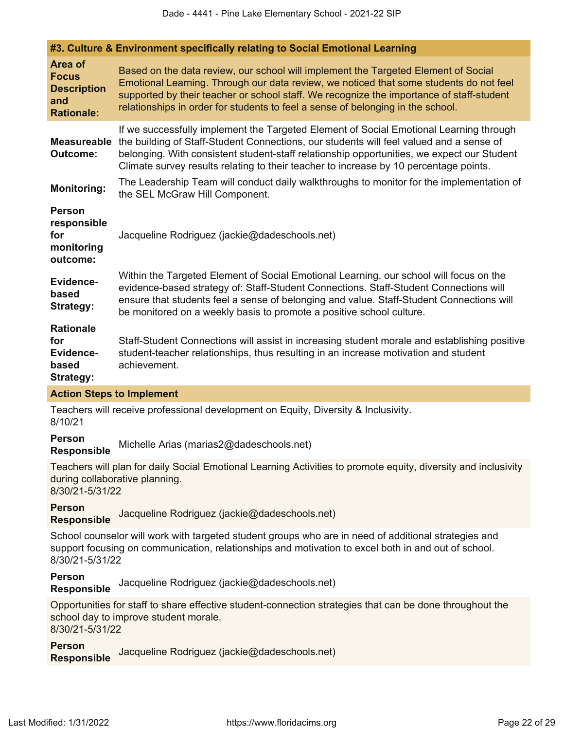### #3. Culture & Environment specifically relating to Social Emotional Learning

**Area of Focus Description and Rationale:** Based on the data review, our school will implement the Targeted Element of Social Emotional Learning. Through our data review, we noticed that some students do not feel supported by their teacher or school staff. We recognize the importance of staff-student relationships in order for students to feel a sense of belonging in the school.

**Measureable Outcome:** If we successfully implement the Targeted Element of Social Emotional Learning through the building of Staff-Student Connections, our students will feel valued and a sense of belonging. With consistent student-staff relationship opportunities, we expect our Student Climate survey results relating to their teacher to increase by 10 percentage points.

**Monitoring:** The Leadership Team will conduct daily walkthroughs to monitor for the implementation of the SEL McGraw Hill Component.

**Person responsible for monitoring outcome:** Jacqueline Rodriguez (jackie@dadeschools.net)

**Evidence-based Strategy:** Within the Targeted Element of Social Emotional Learning, our school will focus on the evidence-based strategy of: Staff-Student Connections. Staff-Student Connections will ensure that students feel a sense of belonging and value. Staff-Student Connections will be monitored on a weekly basis to promote a positive school culture.

**Rationale for Evidence-based Strategy:** Staff-Student Connections will assist in increasing student morale and establishing positive student-teacher relationships, thus resulting in an increase motivation and student achievement.

#### Action Steps to Implement

Teachers will receive professional development on Equity, Diversity & Inclusivity.
8/10/21

**Person Responsible** Michelle Arias (marias2@dadeschools.net)

Teachers will plan for daily Social Emotional Learning Activities to promote equity, diversity and inclusivity during collaborative planning.
8/30/21-5/31/22

**Person Responsible** Jacqueline Rodriguez (jackie@dadeschools.net)

School counselor will work with targeted student groups who are in need of additional strategies and support focusing on communication, relationships and motivation to excel both in and out of school.
8/30/21-5/31/22

**Person Responsible** Jacqueline Rodriguez (jackie@dadeschools.net)

Opportunities for staff to share effective student-connection strategies that can be done throughout the school day to improve student morale.
8/30/21-5/31/22

**Person Responsible** Jacqueline Rodriguez (jackie@dadeschools.net)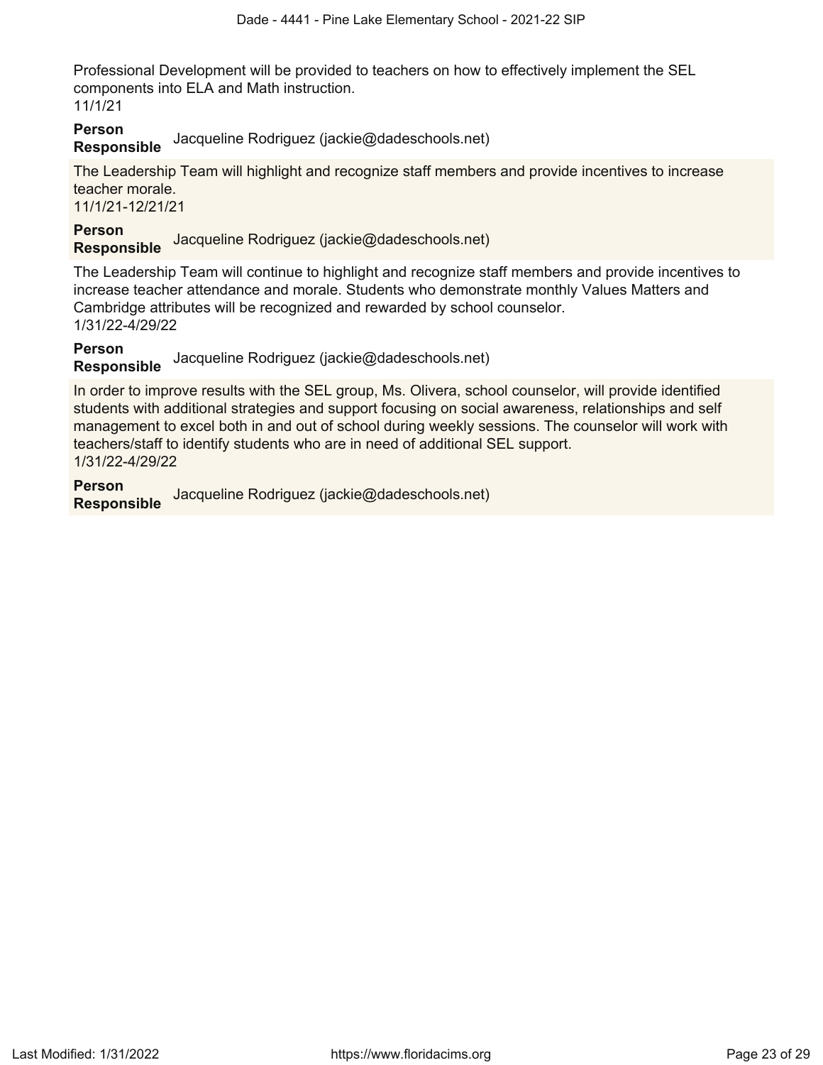Professional Development will be provided to teachers on how to effectively implement the SEL components into ELA and Math instruction.
11/1/21

**Person Responsible** Jacqueline Rodriguez (jackie@dadeschools.net)

The Leadership Team will highlight and recognize staff members and provide incentives to increase teacher morale.
11/1/21-12/21/21

**Person Responsible** Jacqueline Rodriguez (jackie@dadeschools.net)

The Leadership Team will continue to highlight and recognize staff members and provide incentives to increase teacher attendance and morale. Students who demonstrate monthly Values Matters and Cambridge attributes will be recognized and rewarded by school counselor.
1/31/22-4/29/22

**Person Responsible** Jacqueline Rodriguez (jackie@dadeschools.net)

In order to improve results with the SEL group, Ms. Olivera, school counselor, will provide identified students with additional strategies and support focusing on social awareness, relationships and self management to excel both in and out of school during weekly sessions. The counselor will work with teachers/staff to identify students who are in need of additional SEL support.
1/31/22-4/29/22

**Person Responsible** Jacqueline Rodriguez (jackie@dadeschools.net)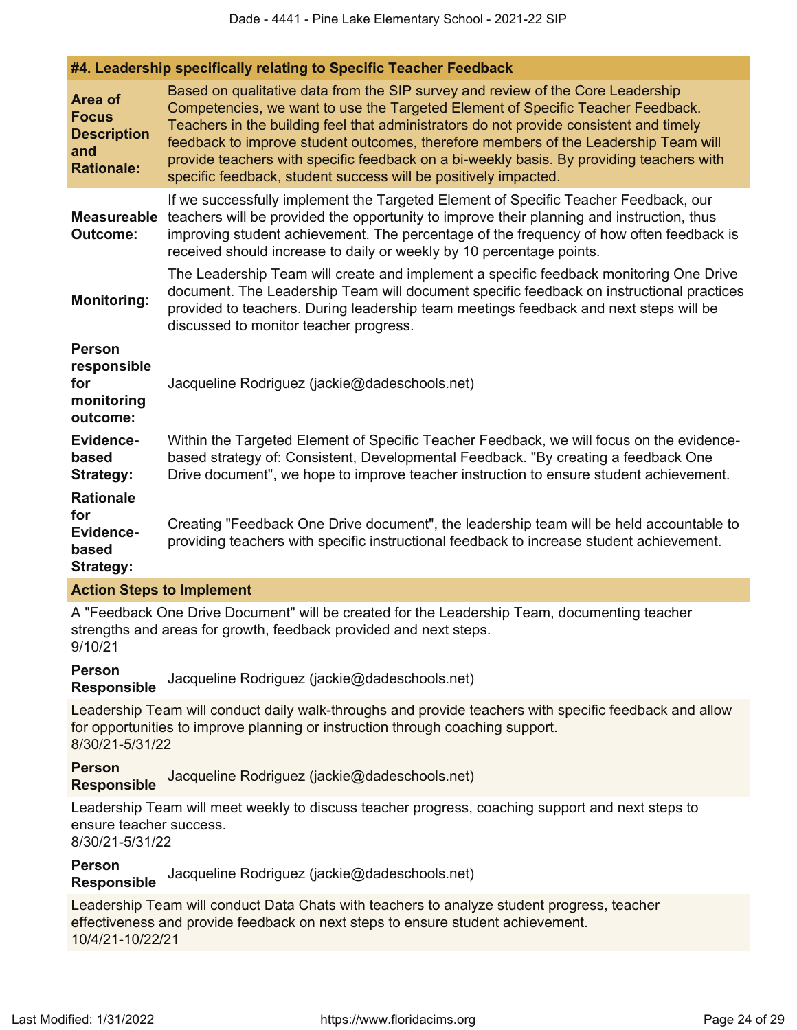### #4. Leadership specifically relating to Specific Teacher Feedback

**Area of Focus Description and Rationale:** Based on qualitative data from the SIP survey and review of the Core Leadership Competencies, we want to use the Targeted Element of Specific Teacher Feedback. Teachers in the building feel that administrators do not provide consistent and timely feedback to improve student outcomes, therefore members of the Leadership Team will provide teachers with specific feedback on a bi-weekly basis. By providing teachers with specific feedback, student success will be positively impacted.

**Measureable Outcome:** If we successfully implement the Targeted Element of Specific Teacher Feedback, our teachers will be provided the opportunity to improve their planning and instruction, thus improving student achievement. The percentage of the frequency of how often feedback is received should increase to daily or weekly by 10 percentage points.

**Monitoring:** The Leadership Team will create and implement a specific feedback monitoring One Drive document. The Leadership Team will document specific feedback on instructional practices provided to teachers. During leadership team meetings feedback and next steps will be discussed to monitor teacher progress.

**Person responsible for monitoring outcome:** Jacqueline Rodriguez (jackie@dadeschools.net)

**Evidence-based Strategy:** Within the Targeted Element of Specific Teacher Feedback, we will focus on the evidence-based strategy of: Consistent, Developmental Feedback. "By creating a feedback One Drive document", we hope to improve teacher instruction to ensure student achievement.

**Rationale for Evidence-based Strategy:** Creating "Feedback One Drive document", the leadership team will be held accountable to providing teachers with specific instructional feedback to increase student achievement.

#### Action Steps to Implement

A "Feedback One Drive Document" will be created for the Leadership Team, documenting teacher strengths and areas for growth, feedback provided and next steps.
9/10/21

**Person Responsible** Jacqueline Rodriguez (jackie@dadeschools.net)

Leadership Team will conduct daily walk-throughs and provide teachers with specific feedback and allow for opportunities to improve planning or instruction through coaching support.
8/30/21-5/31/22

**Person Responsible** Jacqueline Rodriguez (jackie@dadeschools.net)

Leadership Team will meet weekly to discuss teacher progress, coaching support and next steps to ensure teacher success.
8/30/21-5/31/22

**Person Responsible** Jacqueline Rodriguez (jackie@dadeschools.net)

Leadership Team will conduct Data Chats with teachers to analyze student progress, teacher effectiveness and provide feedback on next steps to ensure student achievement.
10/4/21-10/22/21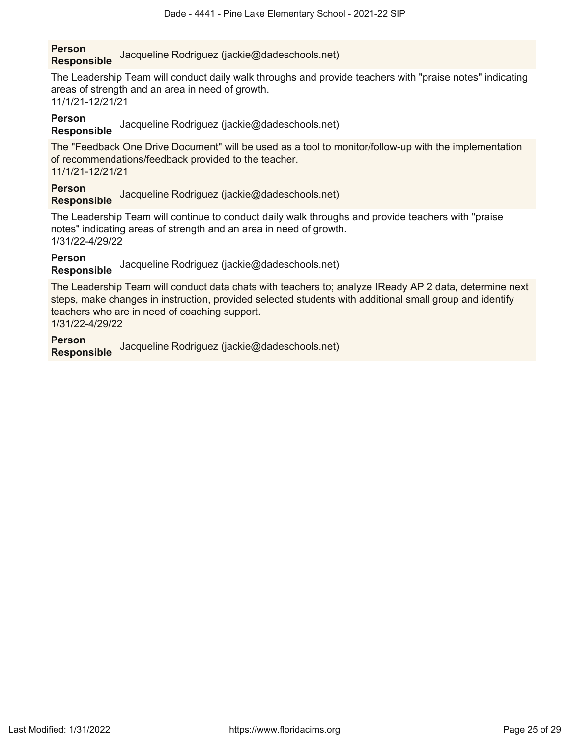**Person Responsible** Jacqueline Rodriguez (jackie@dadeschools.net)

The Leadership Team will conduct daily walk throughs and provide teachers with "praise notes" indicating areas of strength and an area in need of growth.
11/1/21-12/21/21

**Person Responsible** Jacqueline Rodriguez (jackie@dadeschools.net)

The "Feedback One Drive Document" will be used as a tool to monitor/follow-up with the implementation of recommendations/feedback provided to the teacher.
11/1/21-12/21/21

**Person Responsible** Jacqueline Rodriguez (jackie@dadeschools.net)

The Leadership Team will continue to conduct daily walk throughs and provide teachers with "praise notes" indicating areas of strength and an area in need of growth.
1/31/22-4/29/22

**Person Responsible** Jacqueline Rodriguez (jackie@dadeschools.net)

The Leadership Team will conduct data chats with teachers to; analyze IReady AP 2 data, determine next steps, make changes in instruction, provided selected students with additional small group and identify teachers who are in need of coaching support.
1/31/22-4/29/22

**Person Responsible** Jacqueline Rodriguez (jackie@dadeschools.net)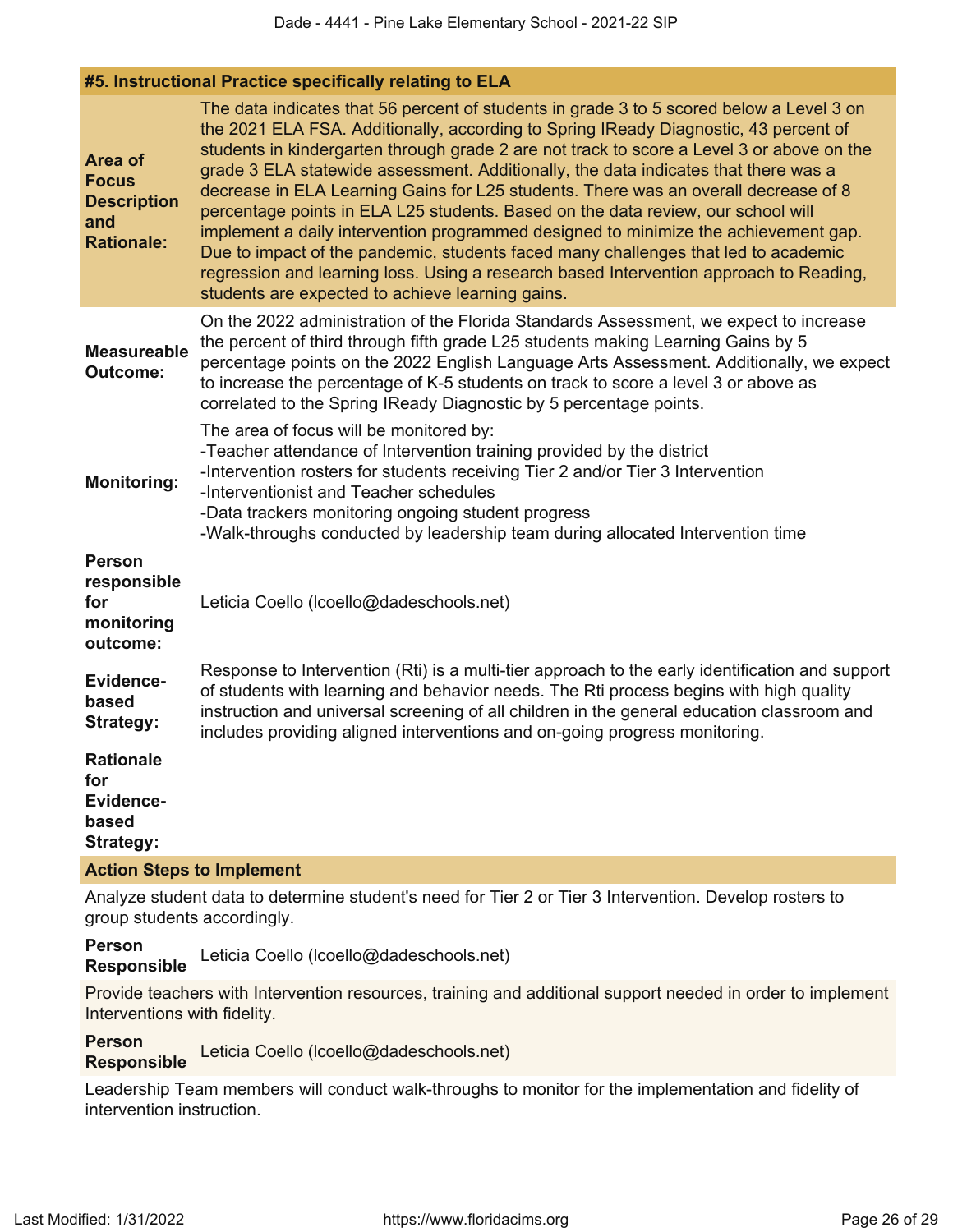#### #5. Instructional Practice specifically relating to ELA

| | |
|---|---|
| **Area of Focus Description and Rationale:** | The data indicates that 56 percent of students in grade 3 to 5 scored below a Level 3 on the 2021 ELA FSA. Additionally, according to Spring IReady Diagnostic, 43 percent of students in kindergarten through grade 2 are not track to score a Level 3 or above on the grade 3 ELA statewide assessment. Additionally, the data indicates that there was a decrease in ELA Learning Gains for L25 students. There was an overall decrease of 8 percentage points in ELA L25 students. Based on the data review, our school will implement a daily intervention programmed designed to minimize the achievement gap. Due to impact of the pandemic, students faced many challenges that led to academic regression and learning loss. Using a research based Intervention approach to Reading, students are expected to achieve learning gains. |
| **Measureable Outcome:** | On the 2022 administration of the Florida Standards Assessment, we expect to increase the percent of third through fifth grade L25 students making Learning Gains by 5 percentage points on the 2022 English Language Arts Assessment. Additionally, we expect to increase the percentage of K-5 students on track to score a level 3 or above as correlated to the Spring IReady Diagnostic by 5 percentage points. |
| **Monitoring:** | The area of focus will be monitored by:<br>-Teacher attendance of Intervention training provided by the district<br>-Intervention rosters for students receiving Tier 2 and/or Tier 3 Intervention<br>-Interventionist and Teacher schedules<br>-Data trackers monitoring ongoing student progress<br>-Walk-throughs conducted by leadership team during allocated Intervention time |
| **Person responsible for monitoring outcome:** | Leticia Coello (lcoello@dadeschools.net) |
| **Evidence-based Strategy:** | Response to Intervention (Rti) is a multi-tier approach to the early identification and support of students with learning and behavior needs. The Rti process begins with high quality instruction and universal screening of all children in the general education classroom and includes providing aligned interventions and on-going progress monitoring. |
| **Rationale for Evidence-based Strategy:** | |

**Action Steps to Implement**

Analyze student data to determine student's need for Tier 2 or Tier 3 Intervention. Develop rosters to group students accordingly.

**Person Responsible** Leticia Coello (lcoello@dadeschools.net)

Provide teachers with Intervention resources, training and additional support needed in order to implement Interventions with fidelity.

**Person Responsible** Leticia Coello (lcoello@dadeschools.net)

Leadership Team members will conduct walk-throughs to monitor for the implementation and fidelity of intervention instruction.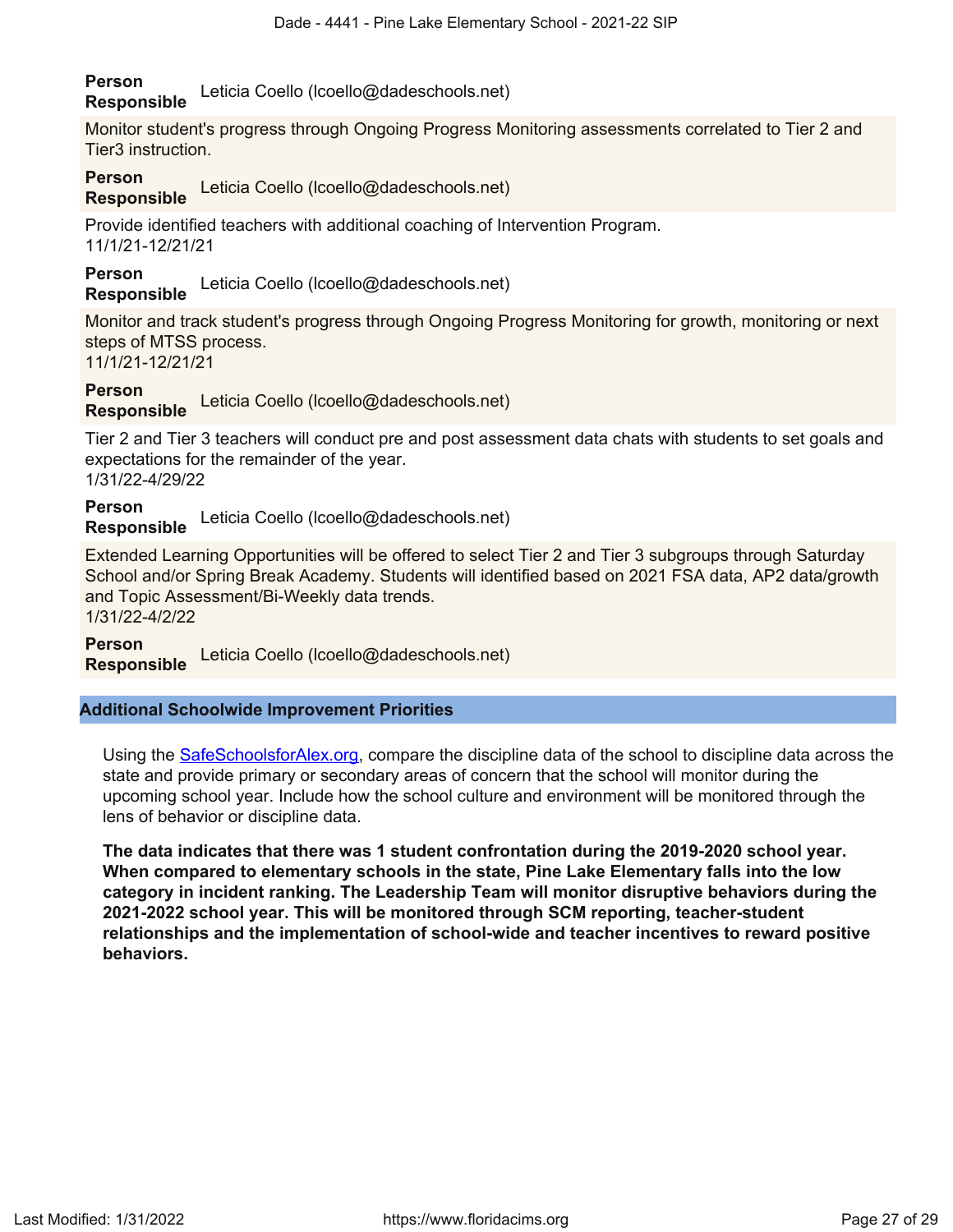**Person Responsible** Leticia Coello (lcoello@dadeschools.net)

Monitor student's progress through Ongoing Progress Monitoring assessments correlated to Tier 2 and Tier3 instruction.

**Person Responsible** Leticia Coello (lcoello@dadeschools.net)

Provide identified teachers with additional coaching of Intervention Program.
11/1/21-12/21/21

**Person Responsible** Leticia Coello (lcoello@dadeschools.net)

Monitor and track student's progress through Ongoing Progress Monitoring for growth, monitoring or next steps of MTSS process.
11/1/21-12/21/21

**Person Responsible** Leticia Coello (lcoello@dadeschools.net)

Tier 2 and Tier 3 teachers will conduct pre and post assessment data chats with students to set goals and expectations for the remainder of the year.
1/31/22-4/29/22

**Person Responsible** Leticia Coello (lcoello@dadeschools.net)

Extended Learning Opportunities will be offered to select Tier 2 and Tier 3 subgroups through Saturday School and/or Spring Break Academy. Students will identified based on 2021 FSA data, AP2 data/growth and Topic Assessment/Bi-Weekly data trends.
1/31/22-4/2/22

**Person Responsible** Leticia Coello (lcoello@dadeschools.net)

## Additional Schoolwide Improvement Priorities

Using the SafeSchoolsforAlex.org, compare the discipline data of the school to discipline data across the state and provide primary or secondary areas of concern that the school will monitor during the upcoming school year. Include how the school culture and environment will be monitored through the lens of behavior or discipline data.

**The data indicates that there was 1 student confrontation during the 2019-2020 school year. When compared to elementary schools in the state, Pine Lake Elementary falls into the low category in incident ranking. The Leadership Team will monitor disruptive behaviors during the 2021-2022 school year. This will be monitored through SCM reporting, teacher-student relationships and the implementation of school-wide and teacher incentives to reward positive behaviors.**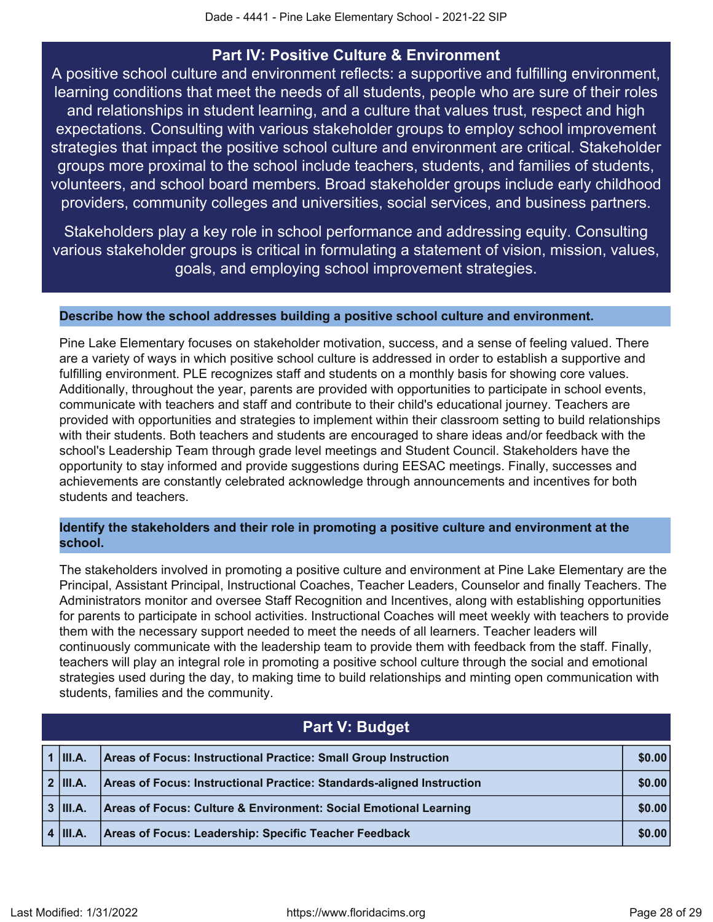## Part IV: Positive Culture & Environment

A positive school culture and environment reflects: a supportive and fulfilling environment, learning conditions that meet the needs of all students, people who are sure of their roles and relationships in student learning, and a culture that values trust, respect and high expectations. Consulting with various stakeholder groups to employ school improvement strategies that impact the positive school culture and environment are critical. Stakeholder groups more proximal to the school include teachers, students, and families of students, volunteers, and school board members. Broad stakeholder groups include early childhood providers, community colleges and universities, social services, and business partners.

Stakeholders play a key role in school performance and addressing equity. Consulting various stakeholder groups is critical in formulating a statement of vision, mission, values, goals, and employing school improvement strategies.

**Describe how the school addresses building a positive school culture and environment.**

Pine Lake Elementary focuses on stakeholder motivation, success, and a sense of feeling valued. There are a variety of ways in which positive school culture is addressed in order to establish a supportive and fulfilling environment. PLE recognizes staff and students on a monthly basis for showing core values. Additionally, throughout the year, parents are provided with opportunities to participate in school events, communicate with teachers and staff and contribute to their child's educational journey. Teachers are provided with opportunities and strategies to implement within their classroom setting to build relationships with their students. Both teachers and students are encouraged to share ideas and/or feedback with the school's Leadership Team through grade level meetings and Student Council. Stakeholders have the opportunity to stay informed and provide suggestions during EESAC meetings. Finally, successes and achievements are constantly celebrated acknowledge through announcements and incentives for both students and teachers.

**Identify the stakeholders and their role in promoting a positive culture and environment at the school.**

The stakeholders involved in promoting a positive culture and environment at Pine Lake Elementary are the Principal, Assistant Principal, Instructional Coaches, Teacher Leaders, Counselor and finally Teachers. The Administrators monitor and oversee Staff Recognition and Incentives, along with establishing opportunities for parents to participate in school activities. Instructional Coaches will meet weekly with teachers to provide them with the necessary support needed to meet the needs of all learners. Teacher leaders will continuously communicate with the leadership team to provide them with feedback from the staff. Finally, teachers will play an integral role in promoting a positive school culture through the social and emotional strategies used during the day, to making time to build relationships and minting open communication with students, families and the community.

## Part V: Budget

| | | | |
|---|---|---|---|
| 1 | III.A. | Areas of Focus: Instructional Practice: Small Group Instruction | $0.00 |
| 2 | III.A. | Areas of Focus: Instructional Practice: Standards-aligned Instruction | $0.00 |
| 3 | III.A. | Areas of Focus: Culture & Environment: Social Emotional Learning | $0.00 |
| 4 | III.A. | Areas of Focus: Leadership: Specific Teacher Feedback | $0.00 |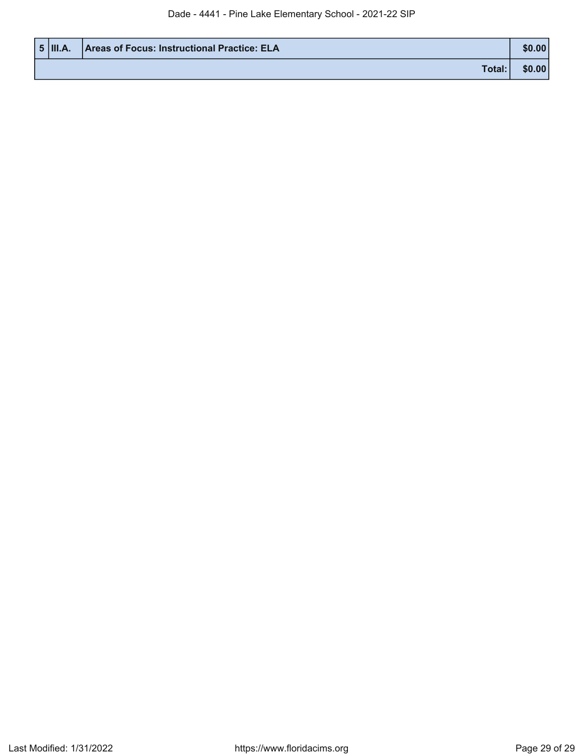| | | | |
|---|---|---|---|
| 5 | III.A. | **Areas of Focus: Instructional Practice: ELA** | **$0.00** |
| | | **Total:** | **$0.00** |